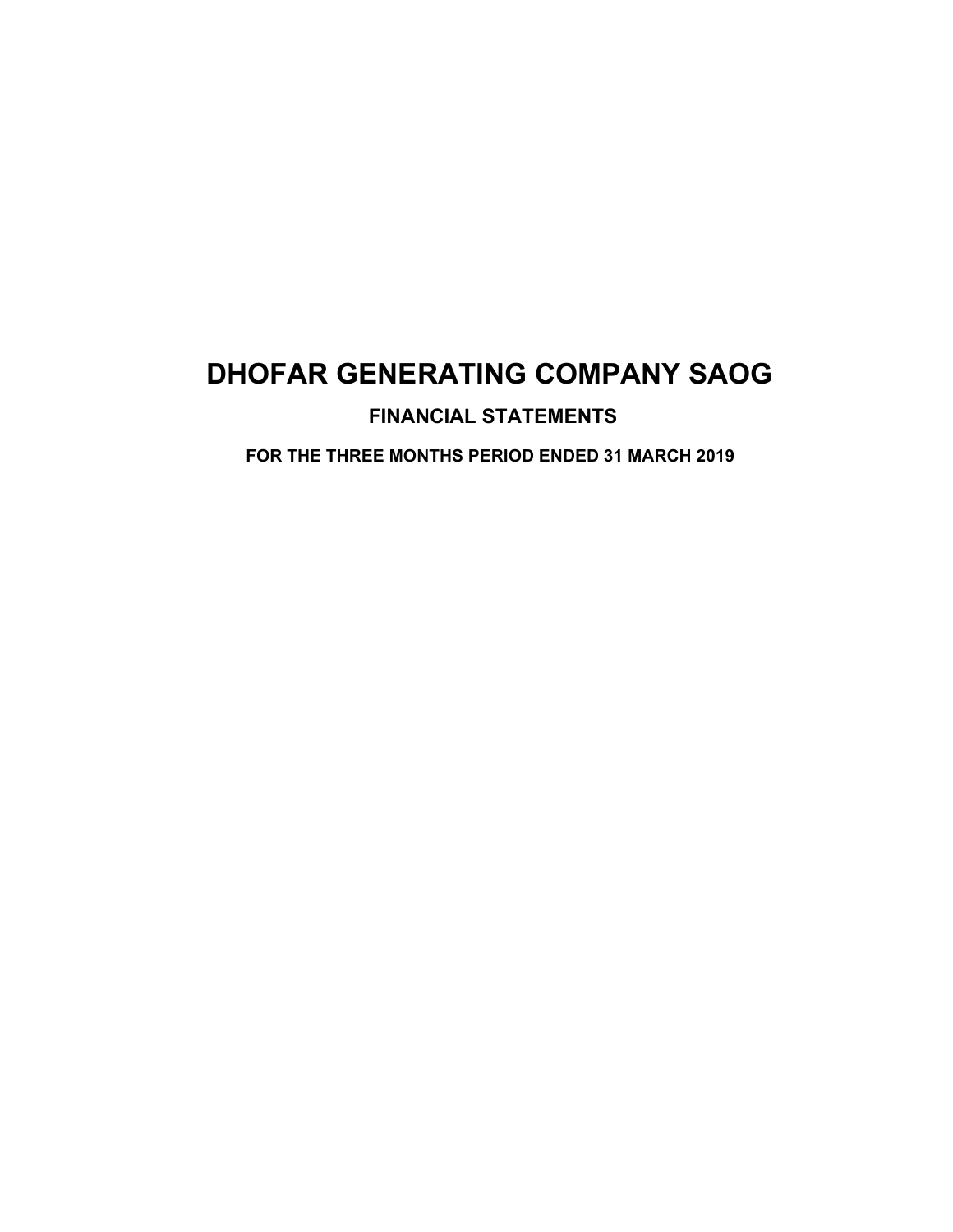# DHOFAR GENERATING COMPANY SAOG

## FINANCIAL STATEMENTS

### FOR THE THREE MONTHS PERIOD ENDED 31 MARCH 2019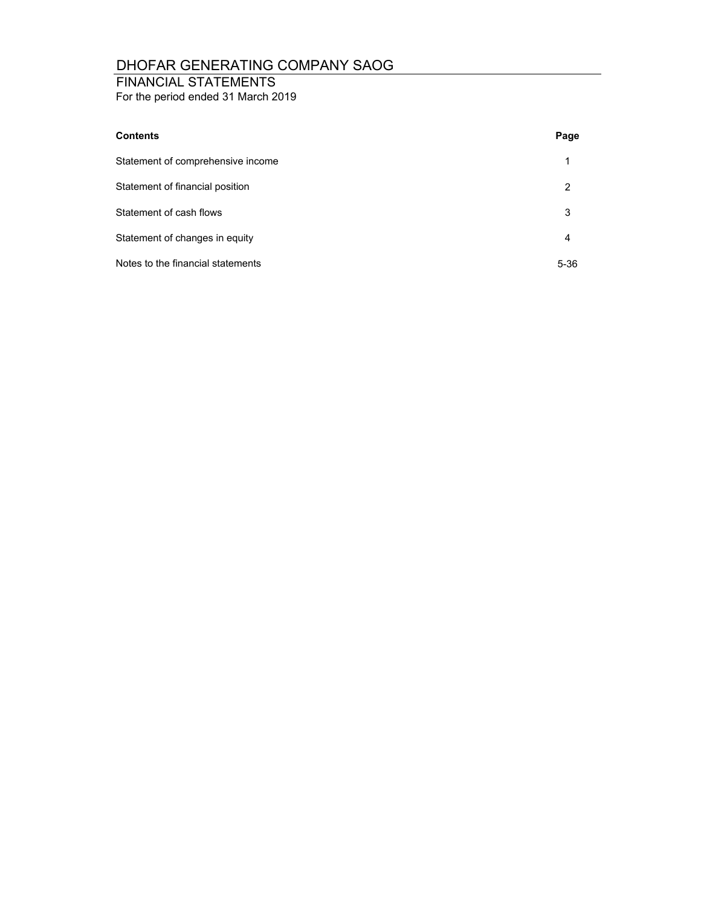# DHOFAR GENERATING COMPANY SAOG

## FINANCIAL STATEMENTS

For the period ended 31 March 2019

| **Contents** | **Page** |
|---|---|
| Statement of comprehensive income | 1 |
| Statement of financial position | 2 |
| Statement of cash flows | 3 |
| Statement of changes in equity | 4 |
| Notes to the financial statements | 5-36 |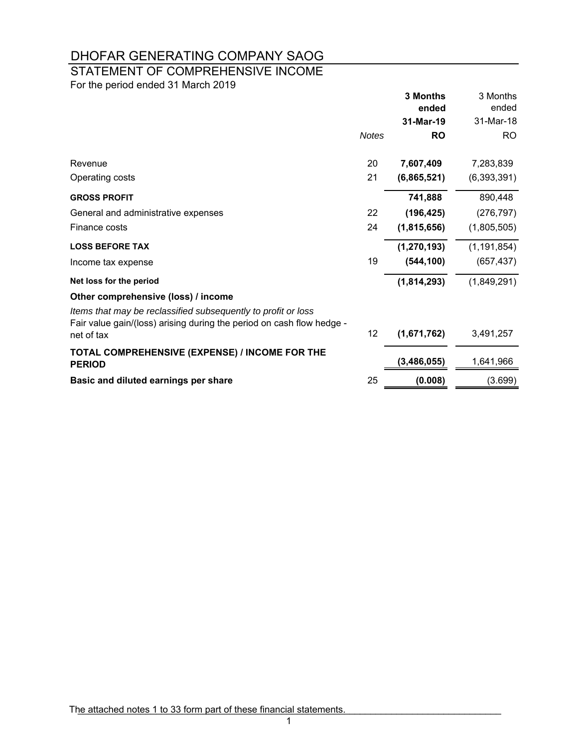# DHOFAR GENERATING COMPANY SAOG

## STATEMENT OF COMPREHENSIVE INCOME

For the period ended 31 March 2019

| | Notes | **3 Months ended 31-Mar-19 RO** | 3 Months ended 31-Mar-18 RO |
|---|---|---|---|
| Revenue | 20 | **7,607,409** | 7,283,839 |
| Operating costs | 21 | **(6,865,521)** | (6,393,391) |
| **GROSS PROFIT** | | **741,888** | 890,448 |
| General and administrative expenses | 22 | **(196,425)** | (276,797) |
| Finance costs | 24 | **(1,815,656)** | (1,805,505) |
| **LOSS BEFORE TAX** | | **(1,270,193)** | (1,191,854) |
| Income tax expense | 19 | **(544,100)** | (657,437) |
| **Net loss for the period** | | **(1,814,293)** | (1,849,291) |
| **Other comprehensive (loss) / income** | | | |
| *Items that may be reclassified subsequently to profit or loss* | | | |
| Fair value gain/(loss) arising during the period on cash flow hedge - net of tax | 12 | **(1,671,762)** | 3,491,257 |
| **TOTAL COMPREHENSIVE (EXPENSE) / INCOME FOR THE PERIOD** | | **(3,486,055)** | 1,641,966 |
| **Basic and diluted earnings per share** | 25 | **(0.008)** | (3.699) |

The attached notes 1 to 33 form part of these financial statements.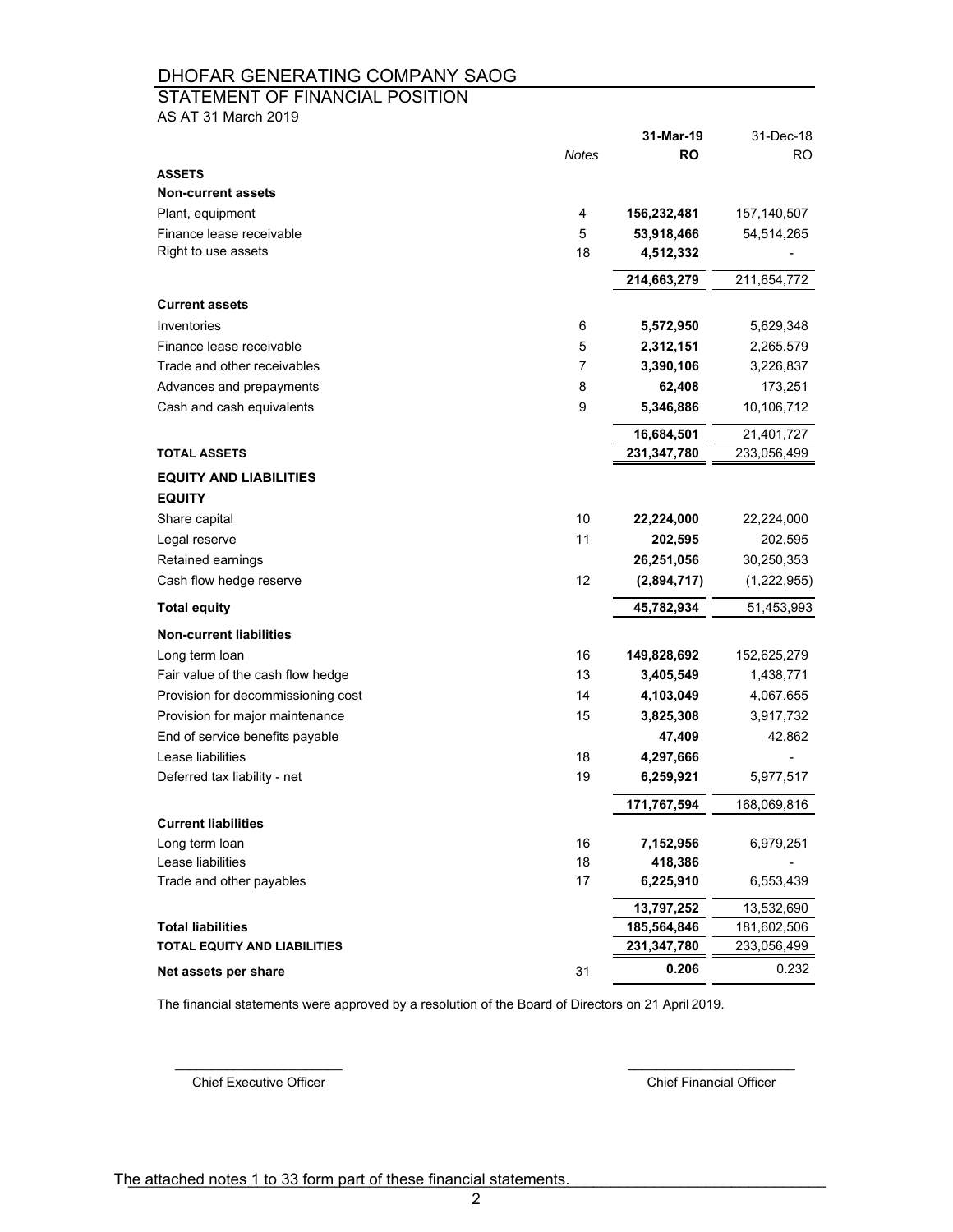# DHOFAR GENERATING COMPANY SAOG

## STATEMENT OF FINANCIAL POSITION

AS AT 31 March 2019

| | Notes | 31-Mar-19 RO | 31-Dec-18 RO |
|---|---|---|---|
| **ASSETS** | | | |
| **Non-current assets** | | | |
| Plant, equipment | 4 | **156,232,481** | 157,140,507 |
| Finance lease receivable | 5 | **53,918,466** | 54,514,265 |
| Right to use assets | 18 | **4,512,332** | - |
| | | **214,663,279** | 211,654,772 |
| **Current assets** | | | |
| Inventories | 6 | **5,572,950** | 5,629,348 |
| Finance lease receivable | 5 | **2,312,151** | 2,265,579 |
| Trade and other receivables | 7 | **3,390,106** | 3,226,837 |
| Advances and prepayments | 8 | **62,408** | 173,251 |
| Cash and cash equivalents | 9 | **5,346,886** | 10,106,712 |
| | | **16,684,501** | 21,401,727 |
| **TOTAL ASSETS** | | **231,347,780** | 233,056,499 |
| **EQUITY AND LIABILITIES** | | | |
| **EQUITY** | | | |
| Share capital | 10 | **22,224,000** | 22,224,000 |
| Legal reserve | 11 | **202,595** | 202,595 |
| Retained earnings | | **26,251,056** | 30,250,353 |
| Cash flow hedge reserve | 12 | **(2,894,717)** | (1,222,955) |
| **Total equity** | | **45,782,934** | 51,453,993 |
| **Non-current liabilities** | | | |
| Long term loan | 16 | **149,828,692** | 152,625,279 |
| Fair value of the cash flow hedge | 13 | **3,405,549** | 1,438,771 |
| Provision for decommissioning cost | 14 | **4,103,049** | 4,067,655 |
| Provision for major maintenance | 15 | **3,825,308** | 3,917,732 |
| End of service benefits payable | | **47,409** | 42,862 |
| Lease liabilities | 18 | **4,297,666** | - |
| Deferred tax liability - net | 19 | **6,259,921** | 5,977,517 |
| | | **171,767,594** | 168,069,816 |
| **Current liabilities** | | | |
| Long term loan | 16 | **7,152,956** | 6,979,251 |
| Lease liabilities | 18 | **418,386** | - |
| Trade and other payables | 17 | **6,225,910** | 6,553,439 |
| | | **13,797,252** | 13,532,690 |
| **Total liabilities** | | **185,564,846** | 181,602,506 |
| **TOTAL EQUITY AND LIABILITIES** | | **231,347,780** | 233,056,499 |
| **Net assets per share** | 31 | **0.206** | 0.232 |

The financial statements were approved by a resolution of the Board of Directors on 21 April 2019.

Chief Executive Officer

Chief Financial Officer

The attached notes 1 to 33 form part of these financial statements.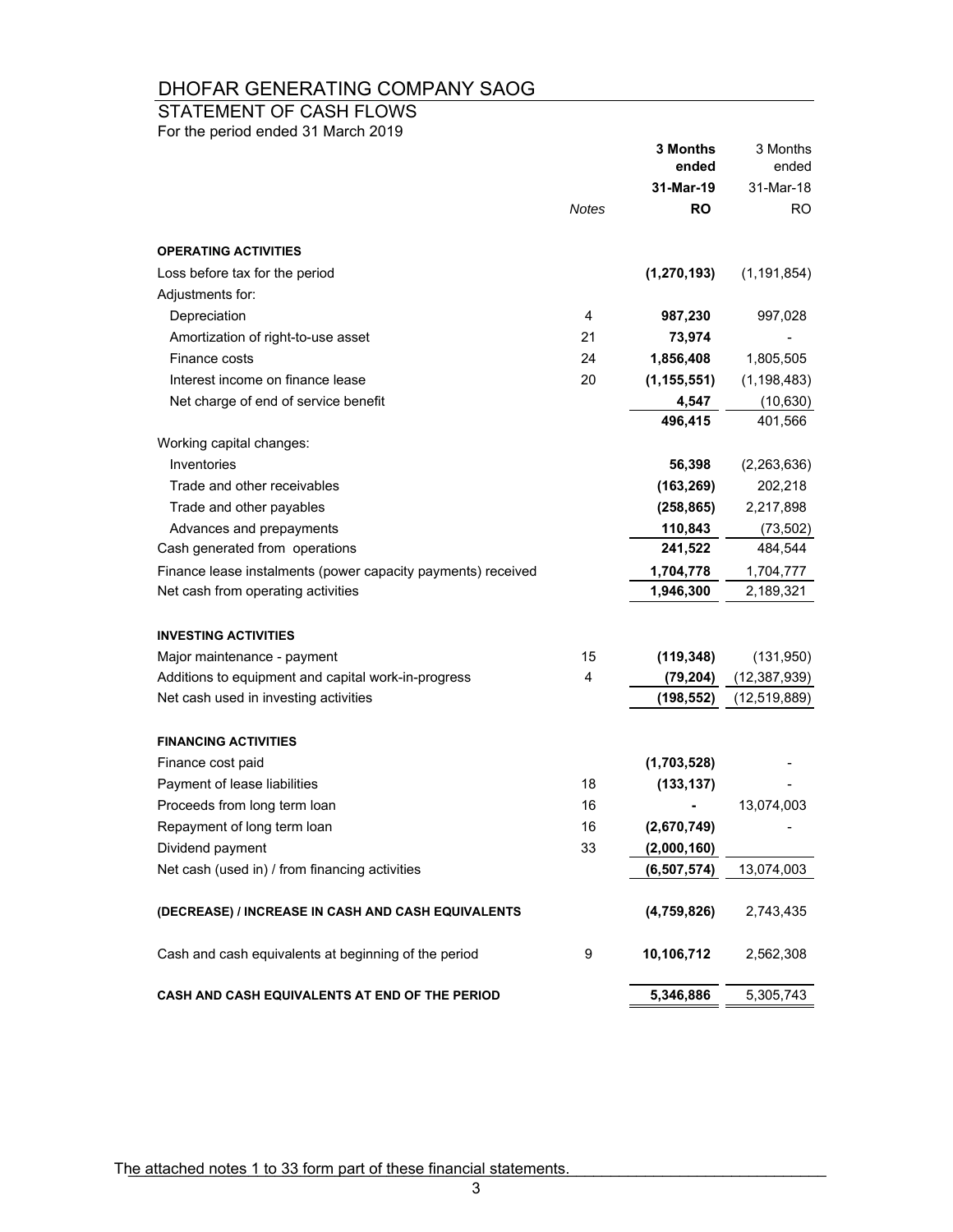# DHOFAR GENERATING COMPANY SAOG

## STATEMENT OF CASH FLOWS

For the period ended 31 March 2019

| | Notes | **3 Months ended 31-Mar-19 RO** | 3 Months ended 31-Mar-18 RO |
|---|---|---|---|
| **OPERATING ACTIVITIES** | | | |
| Loss before tax for the period | | **(1,270,193)** | (1,191,854) |
| Adjustments for: | | | |
| Depreciation | 4 | **987,230** | 997,028 |
| Amortization of right-to-use asset | 21 | **73,974** | - |
| Finance costs | 24 | **1,856,408** | 1,805,505 |
| Interest income on finance lease | 20 | **(1,155,551)** | (1,198,483) |
| Net charge of end of service benefit | | **4,547** | (10,630) |
| | | **496,415** | 401,566 |
| Working capital changes: | | | |
| Inventories | | **56,398** | (2,263,636) |
| Trade and other receivables | | **(163,269)** | 202,218 |
| Trade and other payables | | **(258,865)** | 2,217,898 |
| Advances and prepayments | | **110,843** | (73,502) |
| Cash generated from operations | | **241,522** | 484,544 |
| Finance lease instalments (power capacity payments) received | | **1,704,778** | 1,704,777 |
| Net cash from operating activities | | **1,946,300** | 2,189,321 |
| **INVESTING ACTIVITIES** | | | |
| Major maintenance - payment | 15 | **(119,348)** | (131,950) |
| Additions to equipment and capital work-in-progress | 4 | **(79,204)** | (12,387,939) |
| Net cash used in investing activities | | **(198,552)** | (12,519,889) |
| **FINANCING ACTIVITIES** | | | |
| Finance cost paid | | **(1,703,528)** | - |
| Payment of lease liabilities | 18 | **(133,137)** | - |
| Proceeds from long term loan | 16 | **-** | 13,074,003 |
| Repayment of long term loan | 16 | **(2,670,749)** | - |
| Dividend payment | 33 | **(2,000,160)** | |
| Net cash (used in) / from financing activities | | **(6,507,574)** | 13,074,003 |
| **(DECREASE) / INCREASE IN CASH AND CASH EQUIVALENTS** | | **(4,759,826)** | 2,743,435 |
| Cash and cash equivalents at beginning of the period | 9 | **10,106,712** | 2,562,308 |
| **CASH AND CASH EQUIVALENTS AT END OF THE PERIOD** | | **5,346,886** | 5,305,743 |

The attached notes 1 to 33 form part of these financial statements.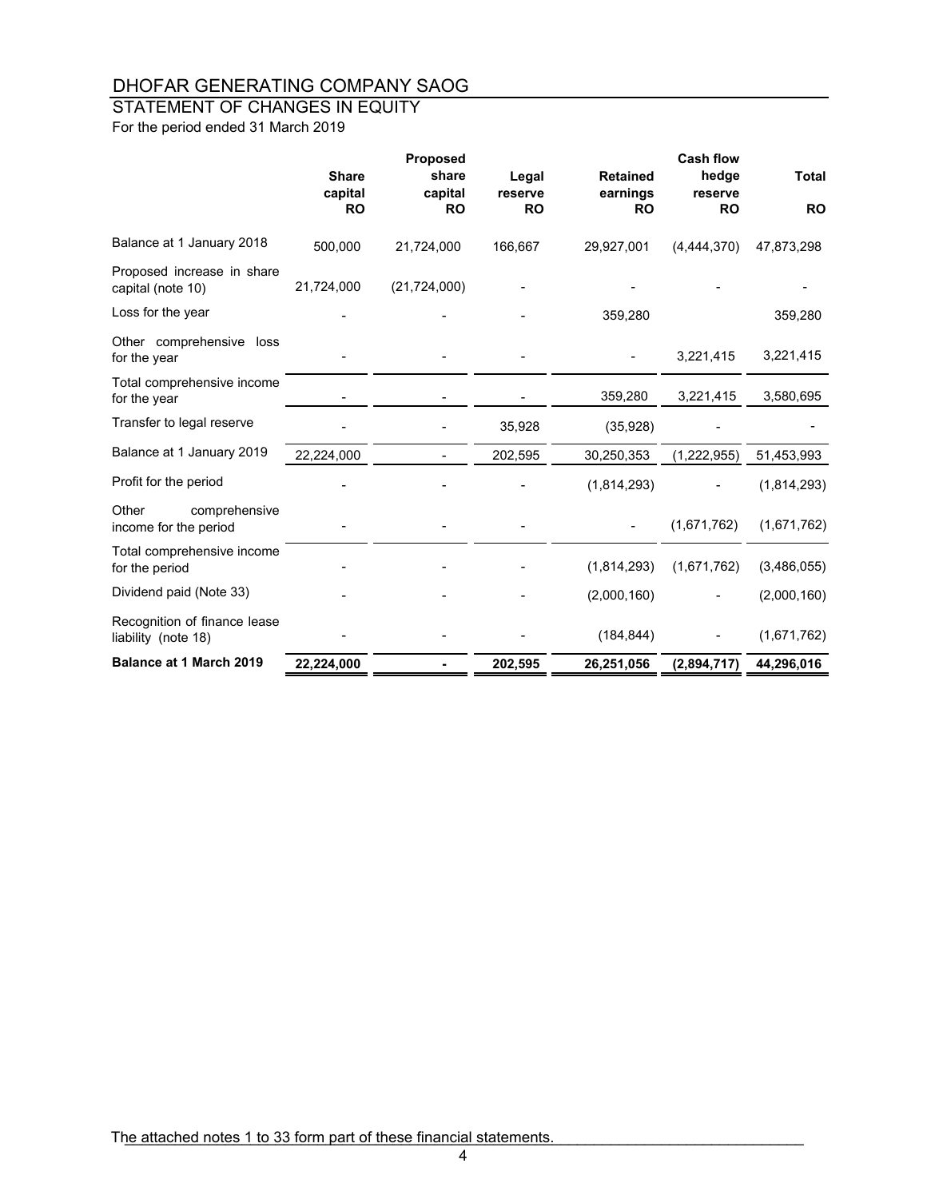# DHOFAR GENERATING COMPANY SAOG

## STATEMENT OF CHANGES IN EQUITY

For the period ended 31 March 2019

| | Share capital RO | Proposed share capital RO | Legal reserve RO | Retained earnings RO | Cash flow hedge reserve RO | Total RO |
|---|---|---|---|---|---|---|
| Balance at 1 January 2018 | 500,000 | 21,724,000 | 166,667 | 29,927,001 | (4,444,370) | 47,873,298 |
| Proposed increase in share capital (note 10) | 21,724,000 | (21,724,000) | - | - | - | - |
| Loss for the year | - | - | - | 359,280 | | 359,280 |
| Other comprehensive loss for the year | - | - | - | - | 3,221,415 | 3,221,415 |
| Total comprehensive income for the year | - | - | - | 359,280 | 3,221,415 | 3,580,695 |
| Transfer to legal reserve | - | - | 35,928 | (35,928) | - | - |
| Balance at 1 January 2019 | 22,224,000 | - | 202,595 | 30,250,353 | (1,222,955) | 51,453,993 |
| Profit for the period | - | - | - | (1,814,293) | - | (1,814,293) |
| Other comprehensive income for the period | - | - | - | - | (1,671,762) | (1,671,762) |
| Total comprehensive income for the period | - | - | - | (1,814,293) | (1,671,762) | (3,486,055) |
| Dividend paid (Note 33) | - | - | - | (2,000,160) | - | (2,000,160) |
| Recognition of finance lease liability (note 18) | - | - | - | (184,844) | - | (1,671,762) |
| **Balance at 1 March 2019** | **22,224,000** | **-** | **202,595** | **26,251,056** | **(2,894,717)** | **44,296,016** |

The attached notes 1 to 33 form part of these financial statements.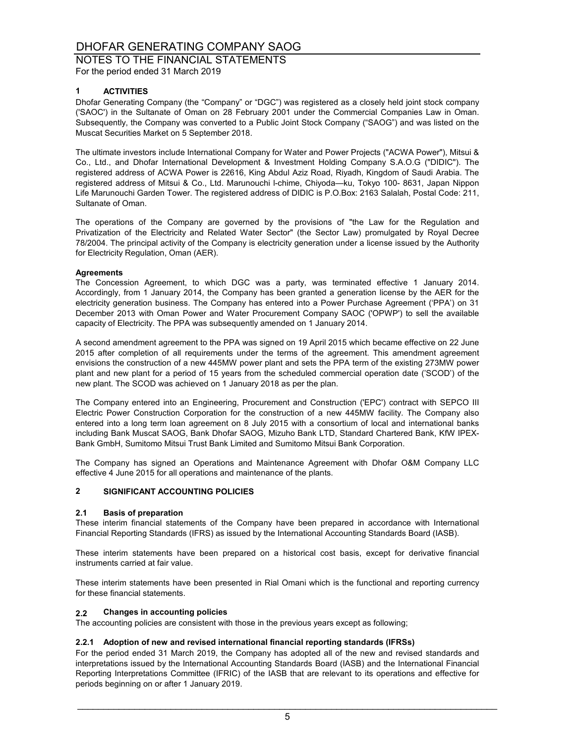# DHOFAR GENERATING COMPANY SAOG

## NOTES TO THE FINANCIAL STATEMENTS

For the period ended 31 March 2019

### 1 ACTIVITIES

Dhofar Generating Company (the "Company" or "DGC") was registered as a closely held joint stock company ('SAOC') in the Sultanate of Oman on 28 February 2001 under the Commercial Companies Law in Oman. Subsequently, the Company was converted to a Public Joint Stock Company ("SAOG") and was listed on the Muscat Securities Market on 5 September 2018.

The ultimate investors include International Company for Water and Power Projects ("ACWA Power"), Mitsui & Co., Ltd., and Dhofar International Development & Investment Holding Company S.A.O.G ("DIDIC"). The registered address of ACWA Power is 22616, King Abdul Aziz Road, Riyadh, Kingdom of Saudi Arabia. The registered address of Mitsui & Co., Ltd. Marunouchi l-chime, Chiyoda—ku, Tokyo 100- 8631, Japan Nippon Life Marunouchi Garden Tower. The registered address of DIDIC is P.O.Box: 2163 Salalah, Postal Code: 211, Sultanate of Oman.

The operations of the Company are governed by the provisions of "the Law for the Regulation and Privatization of the Electricity and Related Water Sector" (the Sector Law) promulgated by Royal Decree 78/2004. The principal activity of the Company is electricity generation under a license issued by the Authority for Electricity Regulation, Oman (AER).

**Agreements**

The Concession Agreement, to which DGC was a party, was terminated effective 1 January 2014. Accordingly, from 1 January 2014, the Company has been granted a generation license by the AER for the electricity generation business. The Company has entered into a Power Purchase Agreement ('PPA') on 31 December 2013 with Oman Power and Water Procurement Company SAOC ('OPWP') to sell the available capacity of Electricity. The PPA was subsequently amended on 1 January 2014.

A second amendment agreement to the PPA was signed on 19 April 2015 which became effective on 22 June 2015 after completion of all requirements under the terms of the agreement. This amendment agreement envisions the construction of a new 445MW power plant and sets the PPA term of the existing 273MW power plant and new plant for a period of 15 years from the scheduled commercial operation date ('SCOD') of the new plant. The SCOD was achieved on 1 January 2018 as per the plan.

The Company entered into an Engineering, Procurement and Construction ('EPC') contract with SEPCO III Electric Power Construction Corporation for the construction of a new 445MW facility. The Company also entered into a long term loan agreement on 8 July 2015 with a consortium of local and international banks including Bank Muscat SAOG, Bank Dhofar SAOG, Mizuho Bank LTD, Standard Chartered Bank, KfW IPEX-Bank GmbH, Sumitomo Mitsui Trust Bank Limited and Sumitomo Mitsui Bank Corporation.

The Company has signed an Operations and Maintenance Agreement with Dhofar O&M Company LLC effective 4 June 2015 for all operations and maintenance of the plants.

### 2 SIGNIFICANT ACCOUNTING POLICIES

#### 2.1 Basis of preparation

These interim financial statements of the Company have been prepared in accordance with International Financial Reporting Standards (IFRS) as issued by the International Accounting Standards Board (IASB).

These interim statements have been prepared on a historical cost basis, except for derivative financial instruments carried at fair value.

These interim statements have been presented in Rial Omani which is the functional and reporting currency for these financial statements.

#### 2.2 Changes in accounting policies

The accounting policies are consistent with those in the previous years except as following;

#### 2.2.1 Adoption of new and revised international financial reporting standards (IFRSs)

For the period ended 31 March 2019, the Company has adopted all of the new and revised standards and interpretations issued by the International Accounting Standards Board (IASB) and the International Financial Reporting Interpretations Committee (IFRIC) of the IASB that are relevant to its operations and effective for periods beginning on or after 1 January 2019.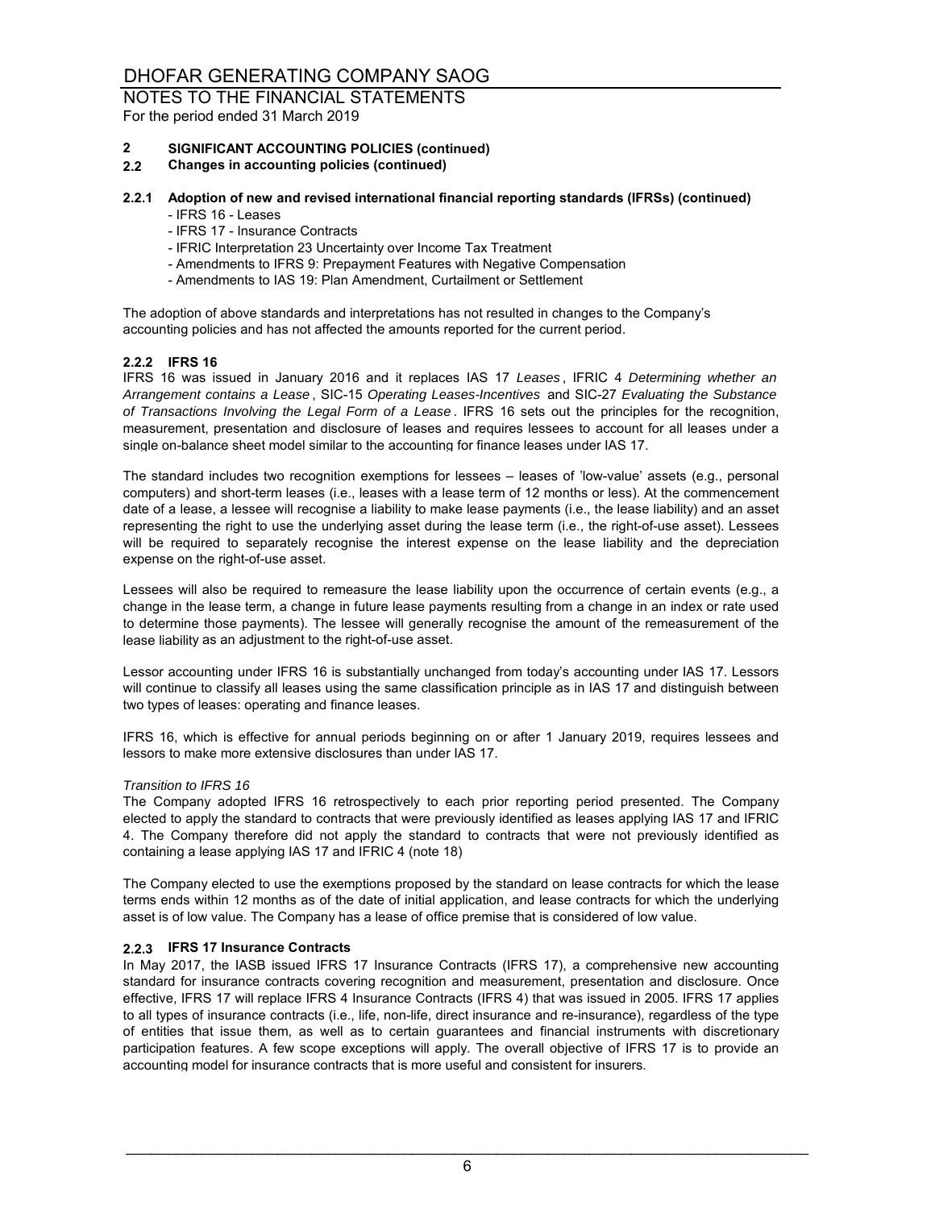## 2 SIGNIFICANT ACCOUNTING POLICIES (continued)

### 2.2 Changes in accounting policies (continued)

#### 2.2.1 Adoption of new and revised international financial reporting standards (IFRSs) (continued)

- IFRS 16 - Leases
- IFRS 17 - Insurance Contracts
- IFRIC Interpretation 23 Uncertainty over Income Tax Treatment
- Amendments to IFRS 9: Prepayment Features with Negative Compensation
- Amendments to IAS 19: Plan Amendment, Curtailment or Settlement

The adoption of above standards and interpretations has not resulted in changes to the Company's accounting policies and has not affected the amounts reported for the current period.

#### 2.2.2 IFRS 16

IFRS 16 was issued in January 2016 and it replaces IAS 17 *Leases*, IFRIC 4 *Determining whether an Arrangement contains a Lease*, SIC-15 *Operating Leases-Incentives* and SIC-27 *Evaluating the Substance of Transactions Involving the Legal Form of a Lease*. IFRS 16 sets out the principles for the recognition, measurement, presentation and disclosure of leases and requires lessees to account for all leases under a single on-balance sheet model similar to the accounting for finance leases under IAS 17.

The standard includes two recognition exemptions for lessees – leases of 'low-value' assets (e.g., personal computers) and short-term leases (i.e., leases with a lease term of 12 months or less). At the commencement date of a lease, a lessee will recognise a liability to make lease payments (i.e., the lease liability) and an asset representing the right to use the underlying asset during the lease term (i.e., the right-of-use asset). Lessees will be required to separately recognise the interest expense on the lease liability and the depreciation expense on the right-of-use asset.

Lessees will also be required to remeasure the lease liability upon the occurrence of certain events (e.g., a change in the lease term, a change in future lease payments resulting from a change in an index or rate used to determine those payments). The lessee will generally recognise the amount of the remeasurement of the lease liability as an adjustment to the right-of-use asset.

Lessor accounting under IFRS 16 is substantially unchanged from today's accounting under IAS 17. Lessors will continue to classify all leases using the same classification principle as in IAS 17 and distinguish between two types of leases: operating and finance leases.

IFRS 16, which is effective for annual periods beginning on or after 1 January 2019, requires lessees and lessors to make more extensive disclosures than under IAS 17.

*Transition to IFRS 16*

The Company adopted IFRS 16 retrospectively to each prior reporting period presented. The Company elected to apply the standard to contracts that were previously identified as leases applying IAS 17 and IFRIC 4. The Company therefore did not apply the standard to contracts that were not previously identified as containing a lease applying IAS 17 and IFRIC 4 (note 18)

The Company elected to use the exemptions proposed by the standard on lease contracts for which the lease terms ends within 12 months as of the date of initial application, and lease contracts for which the underlying asset is of low value. The Company has a lease of office premise that is considered of low value.

#### 2.2.3 IFRS 17 Insurance Contracts

In May 2017, the IASB issued IFRS 17 Insurance Contracts (IFRS 17), a comprehensive new accounting standard for insurance contracts covering recognition and measurement, presentation and disclosure. Once effective, IFRS 17 will replace IFRS 4 Insurance Contracts (IFRS 4) that was issued in 2005. IFRS 17 applies to all types of insurance contracts (i.e., life, non-life, direct insurance and re-insurance), regardless of the type of entities that issue them, as well as to certain guarantees and financial instruments with discretionary participation features. A few scope exceptions will apply. The overall objective of IFRS 17 is to provide an accounting model for insurance contracts that is more useful and consistent for insurers.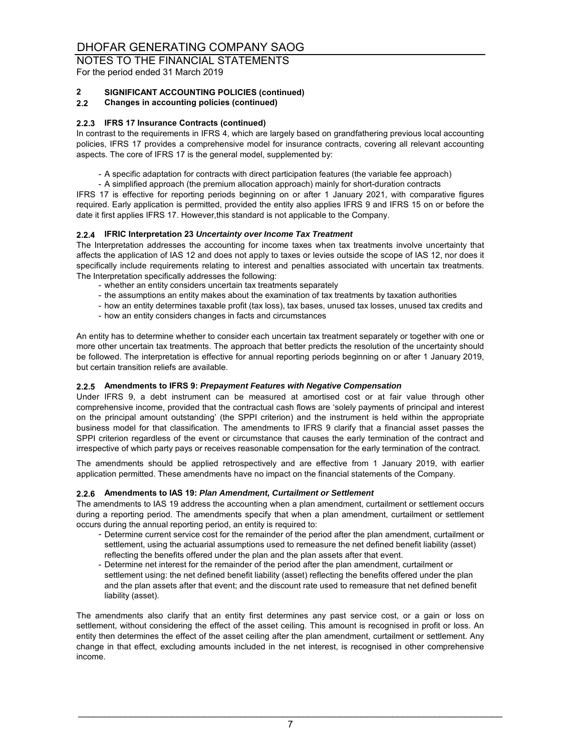# DHOFAR GENERATING COMPANY SAOG

NOTES TO THE FINANCIAL STATEMENTS
For the period ended 31 March 2019

## 2 SIGNIFICANT ACCOUNTING POLICIES (continued)

### 2.2 Changes in accounting policies (continued)

#### 2.2.3 IFRS 17 Insurance Contracts (continued)

In contrast to the requirements in IFRS 4, which are largely based on grandfathering previous local accounting policies, IFRS 17 provides a comprehensive model for insurance contracts, covering all relevant accounting aspects. The core of IFRS 17 is the general model, supplemented by:

- A specific adaptation for contracts with direct participation features (the variable fee approach)
- A simplified approach (the premium allocation approach) mainly for short-duration contracts

IFRS 17 is effective for reporting periods beginning on or after 1 January 2021, with comparative figures required. Early application is permitted, provided the entity also applies IFRS 9 and IFRS 15 on or before the date it first applies IFRS 17. However,this standard is not applicable to the Company.

#### 2.2.4 IFRIC Interpretation 23 *Uncertainty over Income Tax Treatment*

The Interpretation addresses the accounting for income taxes when tax treatments involve uncertainty that affects the application of IAS 12 and does not apply to taxes or levies outside the scope of IAS 12, nor does it specifically include requirements relating to interest and penalties associated with uncertain tax treatments. The Interpretation specifically addresses the following:

- whether an entity considers uncertain tax treatments separately
- the assumptions an entity makes about the examination of tax treatments by taxation authorities
- how an entity determines taxable profit (tax loss), tax bases, unused tax losses, unused tax credits and
- how an entity considers changes in facts and circumstances

An entity has to determine whether to consider each uncertain tax treatment separately or together with one or more other uncertain tax treatments. The approach that better predicts the resolution of the uncertainty should be followed. The interpretation is effective for annual reporting periods beginning on or after 1 January 2019, but certain transition reliefs are available.

#### 2.2.5 Amendments to IFRS 9: *Prepayment Features with Negative Compensation*

Under IFRS 9, a debt instrument can be measured at amortised cost or at fair value through other comprehensive income, provided that the contractual cash flows are 'solely payments of principal and interest on the principal amount outstanding' (the SPPI criterion) and the instrument is held within the appropriate business model for that classification. The amendments to IFRS 9 clarify that a financial asset passes the SPPI criterion regardless of the event or circumstance that causes the early termination of the contract and irrespective of which party pays or receives reasonable compensation for the early termination of the contract.

The amendments should be applied retrospectively and are effective from 1 January 2019, with earlier application permitted. These amendments have no impact on the financial statements of the Company.

#### 2.2.6 Amendments to IAS 19: *Plan Amendment, Curtailment or Settlement*

The amendments to IAS 19 address the accounting when a plan amendment, curtailment or settlement occurs during a reporting period. The amendments specify that when a plan amendment, curtailment or settlement occurs during the annual reporting period, an entity is required to:

- Determine current service cost for the remainder of the period after the plan amendment, curtailment or settlement, using the actuarial assumptions used to remeasure the net defined benefit liability (asset) reflecting the benefits offered under the plan and the plan assets after that event.
- Determine net interest for the remainder of the period after the plan amendment, curtailment or settlement using: the net defined benefit liability (asset) reflecting the benefits offered under the plan and the plan assets after that event; and the discount rate used to remeasure that net defined benefit liability (asset).

The amendments also clarify that an entity first determines any past service cost, or a gain or loss on settlement, without considering the effect of the asset ceiling. This amount is recognised in profit or loss. An entity then determines the effect of the asset ceiling after the plan amendment, curtailment or settlement. Any change in that effect, excluding amounts included in the net interest, is recognised in other comprehensive income.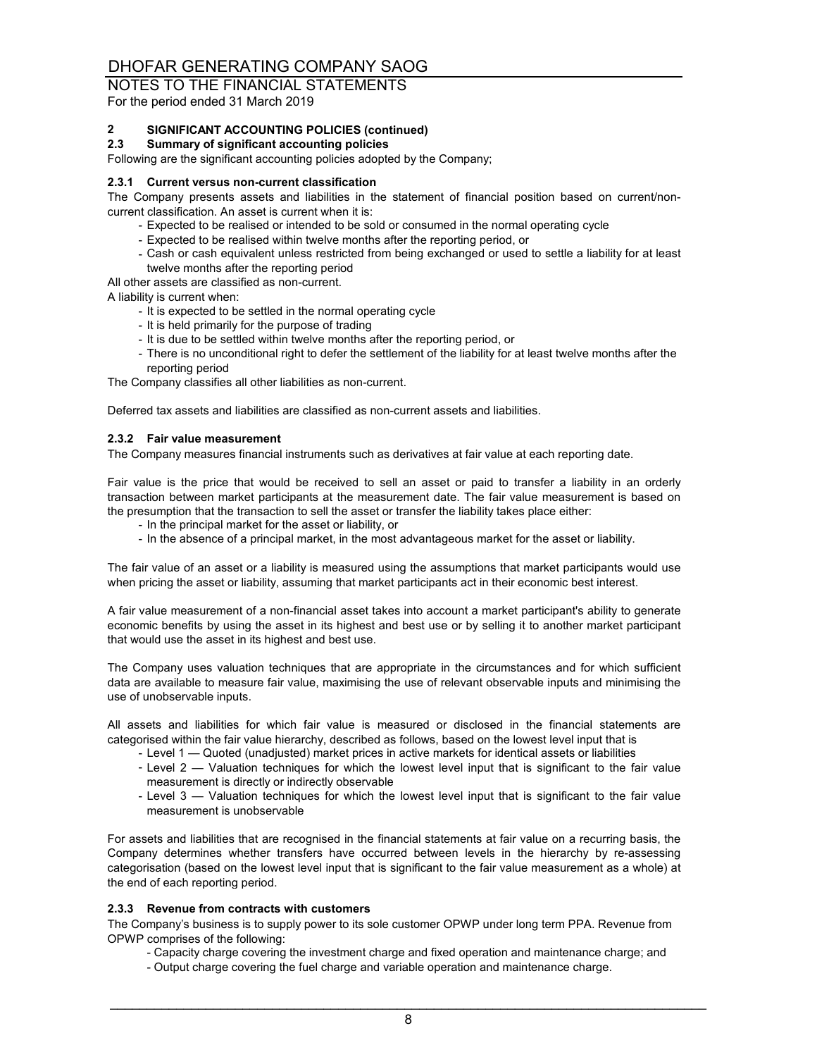# DHOFAR GENERATING COMPANY SAOG

## NOTES TO THE FINANCIAL STATEMENTS

For the period ended 31 March 2019

### 2 SIGNIFICANT ACCOUNTING POLICIES (continued)

### 2.3 Summary of significant accounting policies

Following are the significant accounting policies adopted by the Company;

#### 2.3.1 Current versus non-current classification

The Company presents assets and liabilities in the statement of financial position based on current/non-current classification. An asset is current when it is:

- Expected to be realised or intended to be sold or consumed in the normal operating cycle
- Expected to be realised within twelve months after the reporting period, or
- Cash or cash equivalent unless restricted from being exchanged or used to settle a liability for at least twelve months after the reporting period

All other assets are classified as non-current.

A liability is current when:

- It is expected to be settled in the normal operating cycle
- It is held primarily for the purpose of trading
- It is due to be settled within twelve months after the reporting period, or
- There is no unconditional right to defer the settlement of the liability for at least twelve months after the reporting period

The Company classifies all other liabilities as non-current.

Deferred tax assets and liabilities are classified as non-current assets and liabilities.

#### 2.3.2 Fair value measurement

The Company measures financial instruments such as derivatives at fair value at each reporting date.

Fair value is the price that would be received to sell an asset or paid to transfer a liability in an orderly transaction between market participants at the measurement date. The fair value measurement is based on the presumption that the transaction to sell the asset or transfer the liability takes place either:

- In the principal market for the asset or liability, or
- In the absence of a principal market, in the most advantageous market for the asset or liability.

The fair value of an asset or a liability is measured using the assumptions that market participants would use when pricing the asset or liability, assuming that market participants act in their economic best interest.

A fair value measurement of a non-financial asset takes into account a market participant's ability to generate economic benefits by using the asset in its highest and best use or by selling it to another market participant that would use the asset in its highest and best use.

The Company uses valuation techniques that are appropriate in the circumstances and for which sufficient data are available to measure fair value, maximising the use of relevant observable inputs and minimising the use of unobservable inputs.

All assets and liabilities for which fair value is measured or disclosed in the financial statements are categorised within the fair value hierarchy, described as follows, based on the lowest level input that is

- Level 1 — Quoted (unadjusted) market prices in active markets for identical assets or liabilities
- Level 2 — Valuation techniques for which the lowest level input that is significant to the fair value measurement is directly or indirectly observable
- Level 3 — Valuation techniques for which the lowest level input that is significant to the fair value measurement is unobservable

For assets and liabilities that are recognised in the financial statements at fair value on a recurring basis, the Company determines whether transfers have occurred between levels in the hierarchy by re-assessing categorisation (based on the lowest level input that is significant to the fair value measurement as a whole) at the end of each reporting period.

#### 2.3.3 Revenue from contracts with customers

The Company's business is to supply power to its sole customer OPWP under long term PPA. Revenue from OPWP comprises of the following:

- Capacity charge covering the investment charge and fixed operation and maintenance charge; and
- Output charge covering the fuel charge and variable operation and maintenance charge.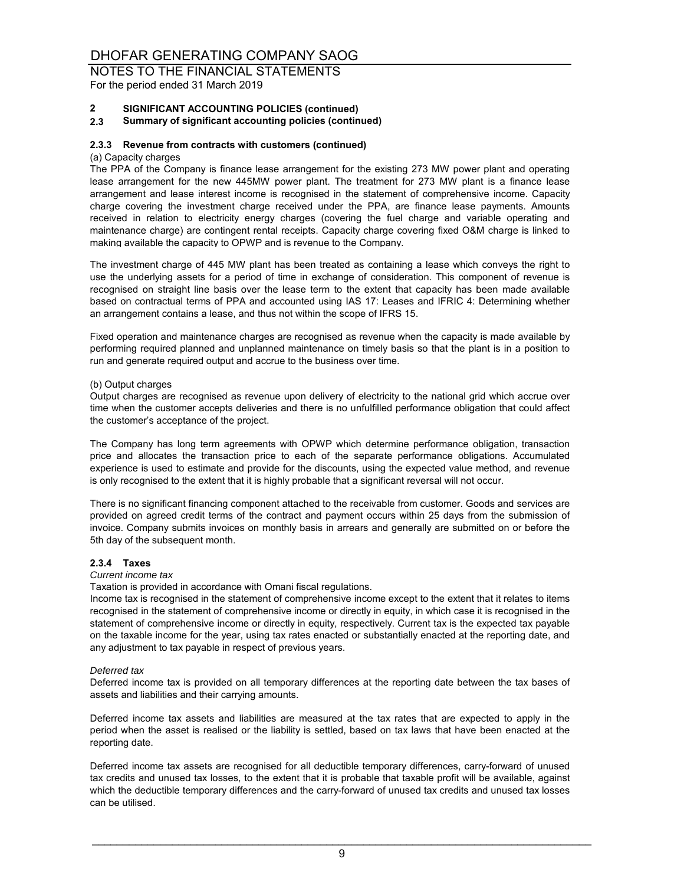# DHOFAR GENERATING COMPANY SAOG

NOTES TO THE FINANCIAL STATEMENTS
For the period ended 31 March 2019

## 2 SIGNIFICANT ACCOUNTING POLICIES (continued)

### 2.3 Summary of significant accounting policies (continued)

#### 2.3.3 Revenue from contracts with customers (continued)

(a) Capacity charges

The PPA of the Company is finance lease arrangement for the existing 273 MW power plant and operating lease arrangement for the new 445MW power plant. The treatment for 273 MW plant is a finance lease arrangement and lease interest income is recognised in the statement of comprehensive income. Capacity charge covering the investment charge received under the PPA, are finance lease payments. Amounts received in relation to electricity energy charges (covering the fuel charge and variable operating and maintenance charge) are contingent rental receipts. Capacity charge covering fixed O&M charge is linked to making available the capacity to OPWP and is revenue to the Company.

The investment charge of 445 MW plant has been treated as containing a lease which conveys the right to use the underlying assets for a period of time in exchange of consideration. This component of revenue is recognised on straight line basis over the lease term to the extent that capacity has been made available based on contractual terms of PPA and accounted using IAS 17: Leases and IFRIC 4: Determining whether an arrangement contains a lease, and thus not within the scope of IFRS 15.

Fixed operation and maintenance charges are recognised as revenue when the capacity is made available by performing required planned and unplanned maintenance on timely basis so that the plant is in a position to run and generate required output and accrue to the business over time.

(b) Output charges

Output charges are recognised as revenue upon delivery of electricity to the national grid which accrue over time when the customer accepts deliveries and there is no unfulfilled performance obligation that could affect the customer's acceptance of the project.

The Company has long term agreements with OPWP which determine performance obligation, transaction price and allocates the transaction price to each of the separate performance obligations. Accumulated experience is used to estimate and provide for the discounts, using the expected value method, and revenue is only recognised to the extent that it is highly probable that a significant reversal will not occur.

There is no significant financing component attached to the receivable from customer. Goods and services are provided on agreed credit terms of the contract and payment occurs within 25 days from the submission of invoice. Company submits invoices on monthly basis in arrears and generally are submitted on or before the 5th day of the subsequent month.

#### 2.3.4 Taxes

*Current income tax*

Taxation is provided in accordance with Omani fiscal regulations.

Income tax is recognised in the statement of comprehensive income except to the extent that it relates to items recognised in the statement of comprehensive income or directly in equity, in which case it is recognised in the statement of comprehensive income or directly in equity, respectively. Current tax is the expected tax payable on the taxable income for the year, using tax rates enacted or substantially enacted at the reporting date, and any adjustment to tax payable in respect of previous years.

*Deferred tax*

Deferred income tax is provided on all temporary differences at the reporting date between the tax bases of assets and liabilities and their carrying amounts.

Deferred income tax assets and liabilities are measured at the tax rates that are expected to apply in the period when the asset is realised or the liability is settled, based on tax laws that have been enacted at the reporting date.

Deferred income tax assets are recognised for all deductible temporary differences, carry-forward of unused tax credits and unused tax losses, to the extent that it is probable that taxable profit will be available, against which the deductible temporary differences and the carry-forward of unused tax credits and unused tax losses can be utilised.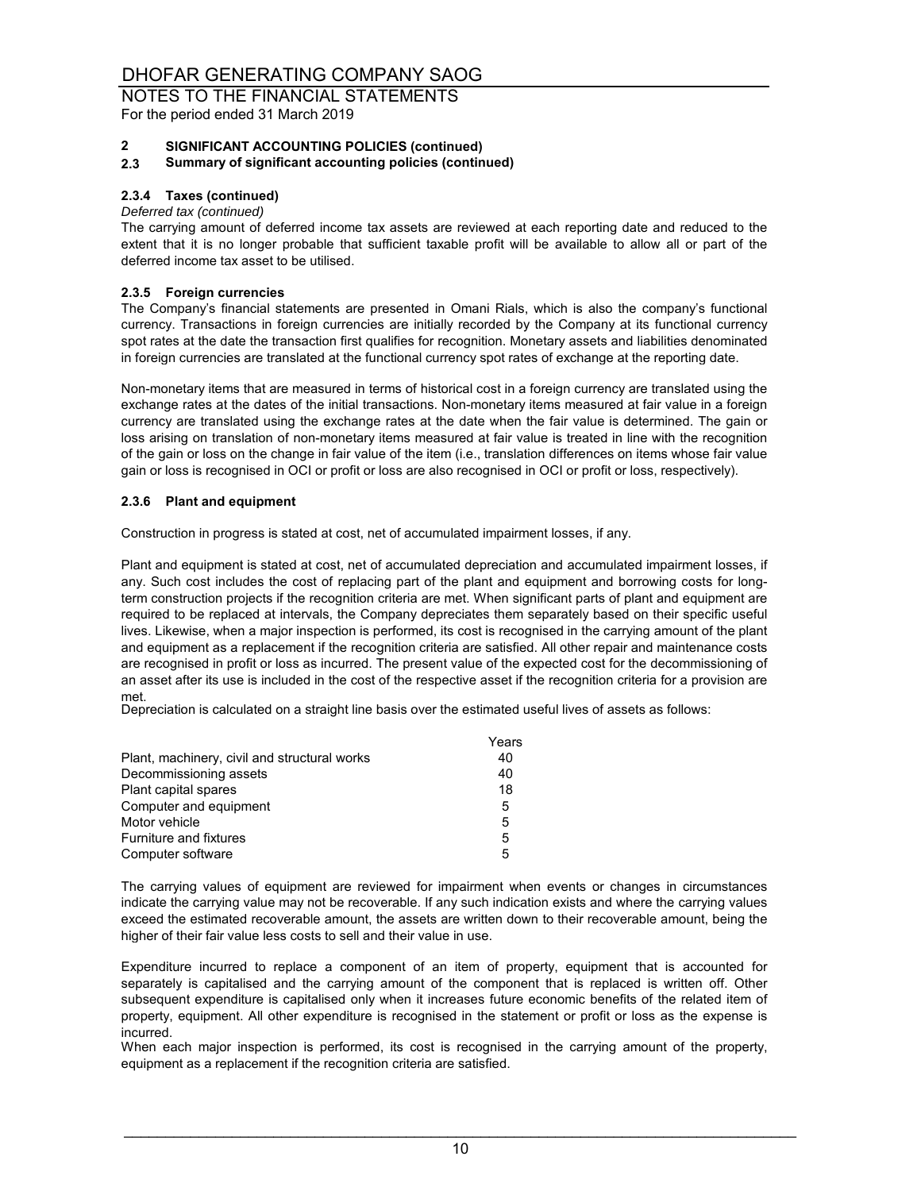# DHOFAR GENERATING COMPANY SAOG

NOTES TO THE FINANCIAL STATEMENTS
For the period ended 31 March 2019

**2 SIGNIFICANT ACCOUNTING POLICIES (continued)**
**2.3 Summary of significant accounting policies (continued)**

**2.3.4 Taxes (continued)**

*Deferred tax (continued)*

The carrying amount of deferred income tax assets are reviewed at each reporting date and reduced to the extent that it is no longer probable that sufficient taxable profit will be available to allow all or part of the deferred income tax asset to be utilised.

**2.3.5 Foreign currencies**

The Company's financial statements are presented in Omani Rials, which is also the company's functional currency. Transactions in foreign currencies are initially recorded by the Company at its functional currency spot rates at the date the transaction first qualifies for recognition. Monetary assets and liabilities denominated in foreign currencies are translated at the functional currency spot rates of exchange at the reporting date.

Non-monetary items that are measured in terms of historical cost in a foreign currency are translated using the exchange rates at the dates of the initial transactions. Non-monetary items measured at fair value in a foreign currency are translated using the exchange rates at the date when the fair value is determined. The gain or loss arising on translation of non-monetary items measured at fair value is treated in line with the recognition of the gain or loss on the change in fair value of the item (i.e., translation differences on items whose fair value gain or loss is recognised in OCI or profit or loss are also recognised in OCI or profit or loss, respectively).

**2.3.6 Plant and equipment**

Construction in progress is stated at cost, net of accumulated impairment losses, if any.

Plant and equipment is stated at cost, net of accumulated depreciation and accumulated impairment losses, if any. Such cost includes the cost of replacing part of the plant and equipment and borrowing costs for long-term construction projects if the recognition criteria are met. When significant parts of plant and equipment are required to be replaced at intervals, the Company depreciates them separately based on their specific useful lives. Likewise, when a major inspection is performed, its cost is recognised in the carrying amount of the plant and equipment as a replacement if the recognition criteria are satisfied. All other repair and maintenance costs are recognised in profit or loss as incurred. The present value of the expected cost for the decommissioning of an asset after its use is included in the cost of the respective asset if the recognition criteria for a provision are met.

Depreciation is calculated on a straight line basis over the estimated useful lives of assets as follows:

| | Years |
|---|---|
| Plant, machinery, civil and structural works | 40 |
| Decommissioning assets | 40 |
| Plant capital spares | 18 |
| Computer and equipment | 5 |
| Motor vehicle | 5 |
| Furniture and fixtures | 5 |
| Computer software | 5 |

The carrying values of equipment are reviewed for impairment when events or changes in circumstances indicate the carrying value may not be recoverable. If any such indication exists and where the carrying values exceed the estimated recoverable amount, the assets are written down to their recoverable amount, being the higher of their fair value less costs to sell and their value in use.

Expenditure incurred to replace a component of an item of property, equipment that is accounted for separately is capitalised and the carrying amount of the component that is replaced is written off. Other subsequent expenditure is capitalised only when it increases future economic benefits of the related item of property, equipment. All other expenditure is recognised in the statement or profit or loss as the expense is incurred.

When each major inspection is performed, its cost is recognised in the carrying amount of the property, equipment as a replacement if the recognition criteria are satisfied.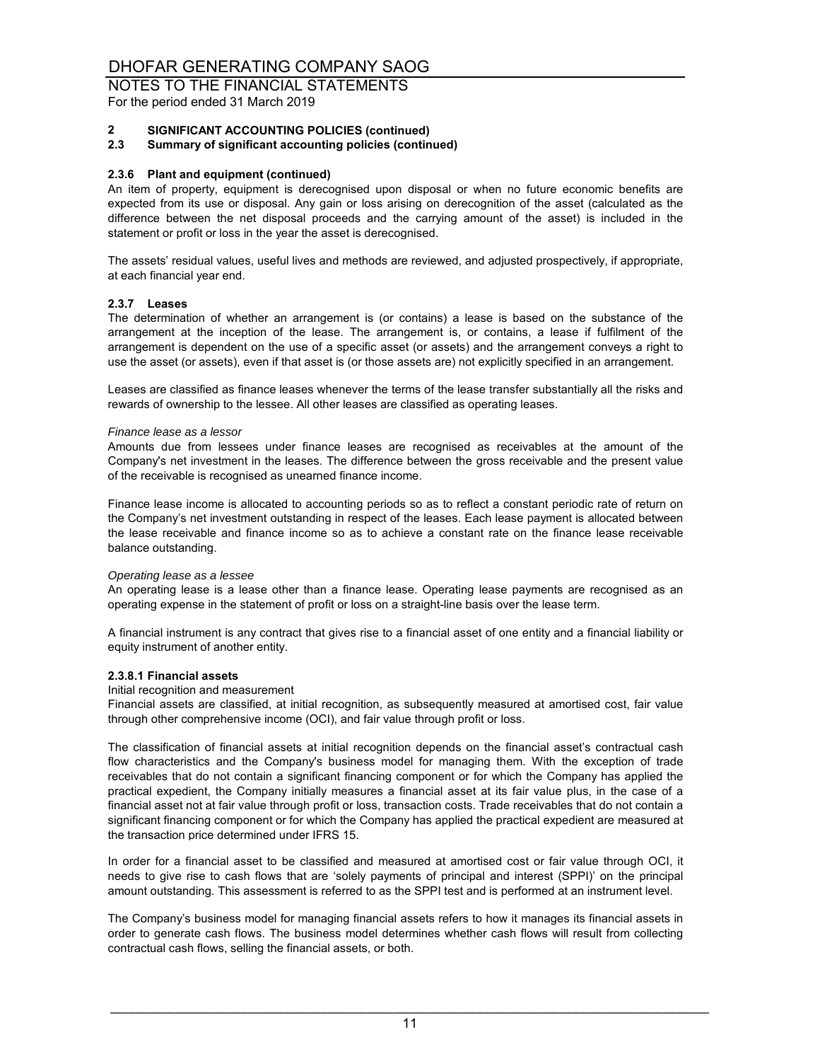## 2 SIGNIFICANT ACCOUNTING POLICIES (continued)

### 2.3 Summary of significant accounting policies (continued)

#### 2.3.6 Plant and equipment (continued)

An item of property, equipment is derecognised upon disposal or when no future economic benefits are expected from its use or disposal. Any gain or loss arising on derecognition of the asset (calculated as the difference between the net disposal proceeds and the carrying amount of the asset) is included in the statement or profit or loss in the year the asset is derecognised.

The assets' residual values, useful lives and methods are reviewed, and adjusted prospectively, if appropriate, at each financial year end.

#### 2.3.7 Leases

The determination of whether an arrangement is (or contains) a lease is based on the substance of the arrangement at the inception of the lease. The arrangement is, or contains, a lease if fulfilment of the arrangement is dependent on the use of a specific asset (or assets) and the arrangement conveys a right to use the asset (or assets), even if that asset is (or those assets are) not explicitly specified in an arrangement.

Leases are classified as finance leases whenever the terms of the lease transfer substantially all the risks and rewards of ownership to the lessee. All other leases are classified as operating leases.

*Finance lease as a lessor*

Amounts due from lessees under finance leases are recognised as receivables at the amount of the Company's net investment in the leases. The difference between the gross receivable and the present value of the receivable is recognised as unearned finance income.

Finance lease income is allocated to accounting periods so as to reflect a constant periodic rate of return on the Company's net investment outstanding in respect of the leases. Each lease payment is allocated between the lease receivable and finance income so as to achieve a constant rate on the finance lease receivable balance outstanding.

*Operating lease as a lessee*

An operating lease is a lease other than a finance lease. Operating lease payments are recognised as an operating expense in the statement of profit or loss on a straight-line basis over the lease term.

A financial instrument is any contract that gives rise to a financial asset of one entity and a financial liability or equity instrument of another entity.

#### 2.3.8.1 Financial assets

Initial recognition and measurement

Financial assets are classified, at initial recognition, as subsequently measured at amortised cost, fair value through other comprehensive income (OCI), and fair value through profit or loss.

The classification of financial assets at initial recognition depends on the financial asset's contractual cash flow characteristics and the Company's business model for managing them. With the exception of trade receivables that do not contain a significant financing component or for which the Company has applied the practical expedient, the Company initially measures a financial asset at its fair value plus, in the case of a financial asset not at fair value through profit or loss, transaction costs. Trade receivables that do not contain a significant financing component or for which the Company has applied the practical expedient are measured at the transaction price determined under IFRS 15.

In order for a financial asset to be classified and measured at amortised cost or fair value through OCI, it needs to give rise to cash flows that are 'solely payments of principal and interest (SPPI)' on the principal amount outstanding. This assessment is referred to as the SPPI test and is performed at an instrument level.

The Company's business model for managing financial assets refers to how it manages its financial assets in order to generate cash flows. The business model determines whether cash flows will result from collecting contractual cash flows, selling the financial assets, or both.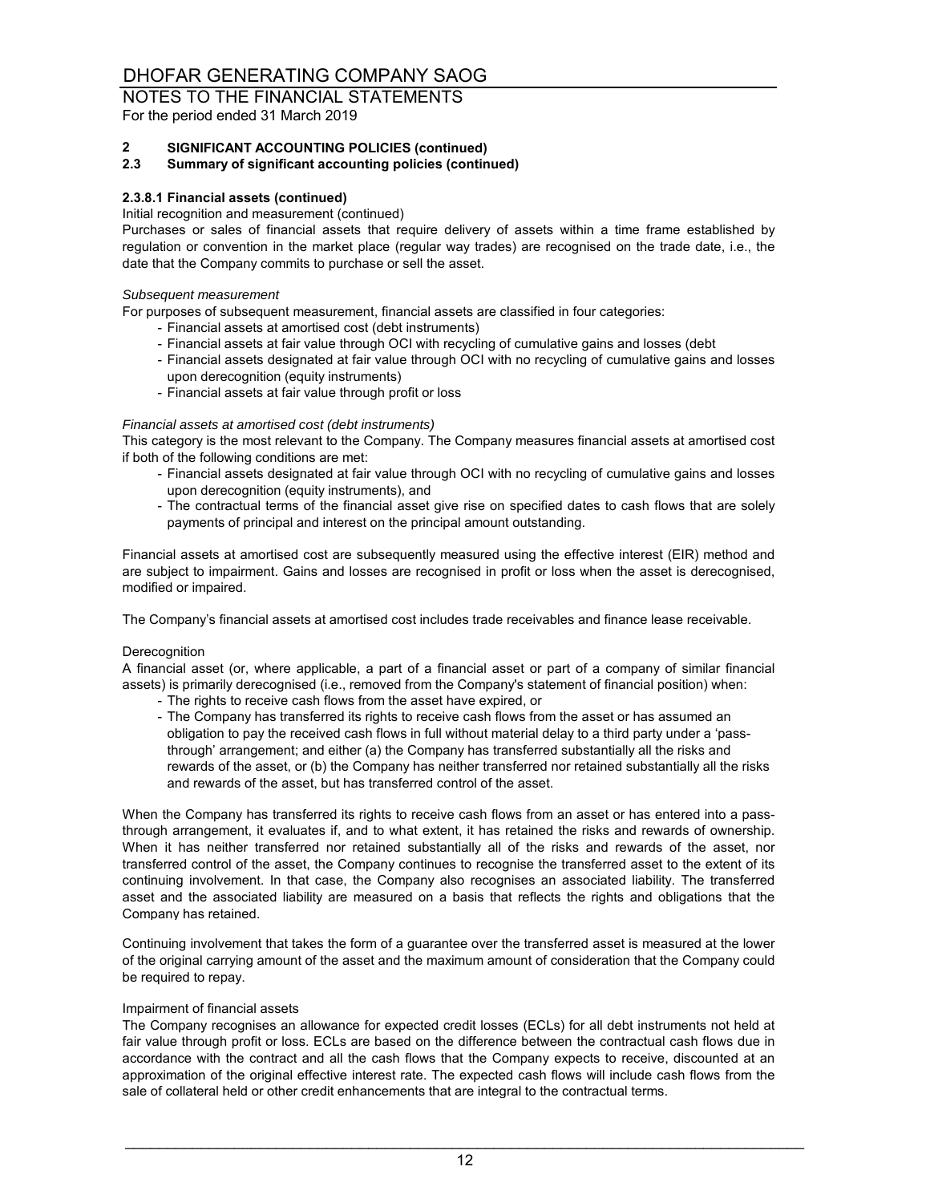## 2 SIGNIFICANT ACCOUNTING POLICIES (continued)

### 2.3 Summary of significant accounting policies (continued)

**2.3.8.1 Financial assets (continued)**

Initial recognition and measurement (continued)

Purchases or sales of financial assets that require delivery of assets within a time frame established by regulation or convention in the market place (regular way trades) are recognised on the trade date, i.e., the date that the Company commits to purchase or sell the asset.

*Subsequent measurement*

For purposes of subsequent measurement, financial assets are classified in four categories:

- Financial assets at amortised cost (debt instruments)
- Financial assets at fair value through OCI with recycling of cumulative gains and losses (debt
- Financial assets designated at fair value through OCI with no recycling of cumulative gains and losses upon derecognition (equity instruments)
- Financial assets at fair value through profit or loss

*Financial assets at amortised cost (debt instruments)*

This category is the most relevant to the Company. The Company measures financial assets at amortised cost if both of the following conditions are met:

- Financial assets designated at fair value through OCI with no recycling of cumulative gains and losses upon derecognition (equity instruments), and
- The contractual terms of the financial asset give rise on specified dates to cash flows that are solely payments of principal and interest on the principal amount outstanding.

Financial assets at amortised cost are subsequently measured using the effective interest (EIR) method and are subject to impairment. Gains and losses are recognised in profit or loss when the asset is derecognised, modified or impaired.

The Company's financial assets at amortised cost includes trade receivables and finance lease receivable.

Derecognition

A financial asset (or, where applicable, a part of a financial asset or part of a company of similar financial assets) is primarily derecognised (i.e., removed from the Company's statement of financial position) when:

- The rights to receive cash flows from the asset have expired, or
- The Company has transferred its rights to receive cash flows from the asset or has assumed an obligation to pay the received cash flows in full without material delay to a third party under a 'pass-through' arrangement; and either (a) the Company has transferred substantially all the risks and rewards of the asset, or (b) the Company has neither transferred nor retained substantially all the risks and rewards of the asset, but has transferred control of the asset.

When the Company has transferred its rights to receive cash flows from an asset or has entered into a pass-through arrangement, it evaluates if, and to what extent, it has retained the risks and rewards of ownership. When it has neither transferred nor retained substantially all of the risks and rewards of the asset, nor transferred control of the asset, the Company continues to recognise the transferred asset to the extent of its continuing involvement. In that case, the Company also recognises an associated liability. The transferred asset and the associated liability are measured on a basis that reflects the rights and obligations that the Company has retained.

Continuing involvement that takes the form of a guarantee over the transferred asset is measured at the lower of the original carrying amount of the asset and the maximum amount of consideration that the Company could be required to repay.

Impairment of financial assets

The Company recognises an allowance for expected credit losses (ECLs) for all debt instruments not held at fair value through profit or loss. ECLs are based on the difference between the contractual cash flows due in accordance with the contract and all the cash flows that the Company expects to receive, discounted at an approximation of the original effective interest rate. The expected cash flows will include cash flows from the sale of collateral held or other credit enhancements that are integral to the contractual terms.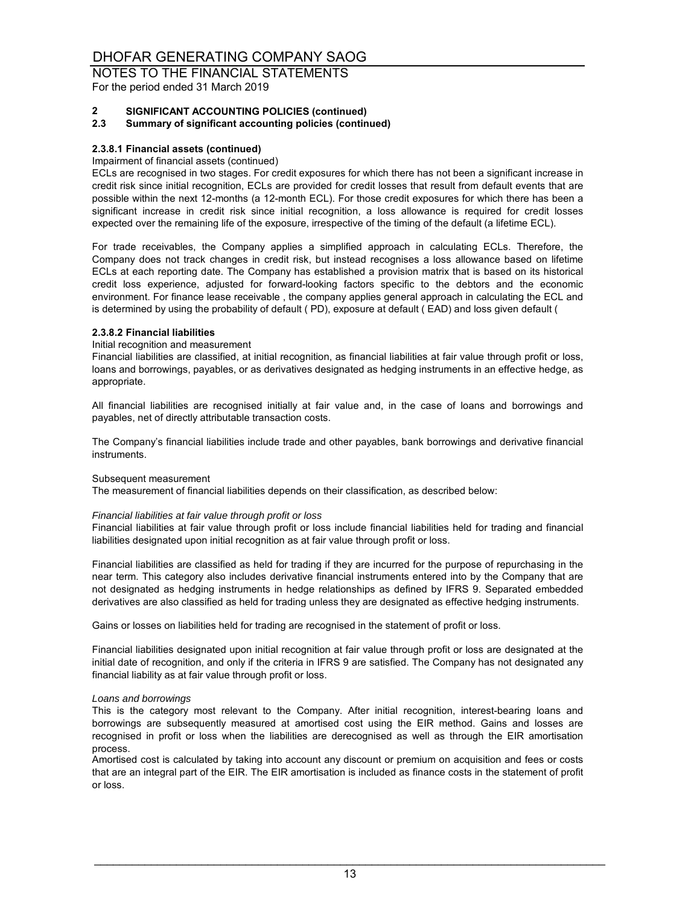# DHOFAR GENERATING COMPANY SAOG

NOTES TO THE FINANCIAL STATEMENTS
For the period ended 31 March 2019

## 2 SIGNIFICANT ACCOUNTING POLICIES (continued)

### 2.3 Summary of significant accounting policies (continued)

#### 2.3.8.1 Financial assets (continued)

Impairment of financial assets (continued)

ECLs are recognised in two stages. For credit exposures for which there has not been a significant increase in credit risk since initial recognition, ECLs are provided for credit losses that result from default events that are possible within the next 12-months (a 12-month ECL). For those credit exposures for which there has been a significant increase in credit risk since initial recognition, a loss allowance is required for credit losses expected over the remaining life of the exposure, irrespective of the timing of the default (a lifetime ECL).

For trade receivables, the Company applies a simplified approach in calculating ECLs. Therefore, the Company does not track changes in credit risk, but instead recognises a loss allowance based on lifetime ECLs at each reporting date. The Company has established a provision matrix that is based on its historical credit loss experience, adjusted for forward-looking factors specific to the debtors and the economic environment. For finance lease receivable , the company applies general approach in calculating the ECL and is determined by using the probability of default ( PD), exposure at default ( EAD) and loss given default (

#### 2.3.8.2 Financial liabilities

Initial recognition and measurement

Financial liabilities are classified, at initial recognition, as financial liabilities at fair value through profit or loss, loans and borrowings, payables, or as derivatives designated as hedging instruments in an effective hedge, as appropriate.

All financial liabilities are recognised initially at fair value and, in the case of loans and borrowings and payables, net of directly attributable transaction costs.

The Company's financial liabilities include trade and other payables, bank borrowings and derivative financial instruments.

Subsequent measurement

The measurement of financial liabilities depends on their classification, as described below:

*Financial liabilities at fair value through profit or loss*

Financial liabilities at fair value through profit or loss include financial liabilities held for trading and financial liabilities designated upon initial recognition as at fair value through profit or loss.

Financial liabilities are classified as held for trading if they are incurred for the purpose of repurchasing in the near term. This category also includes derivative financial instruments entered into by the Company that are not designated as hedging instruments in hedge relationships as defined by IFRS 9. Separated embedded derivatives are also classified as held for trading unless they are designated as effective hedging instruments.

Gains or losses on liabilities held for trading are recognised in the statement of profit or loss.

Financial liabilities designated upon initial recognition at fair value through profit or loss are designated at the initial date of recognition, and only if the criteria in IFRS 9 are satisfied. The Company has not designated any financial liability as at fair value through profit or loss.

*Loans and borrowings*

This is the category most relevant to the Company. After initial recognition, interest-bearing loans and borrowings are subsequently measured at amortised cost using the EIR method. Gains and losses are recognised in profit or loss when the liabilities are derecognised as well as through the EIR amortisation process.

Amortised cost is calculated by taking into account any discount or premium on acquisition and fees or costs that are an integral part of the EIR. The EIR amortisation is included as finance costs in the statement of profit or loss.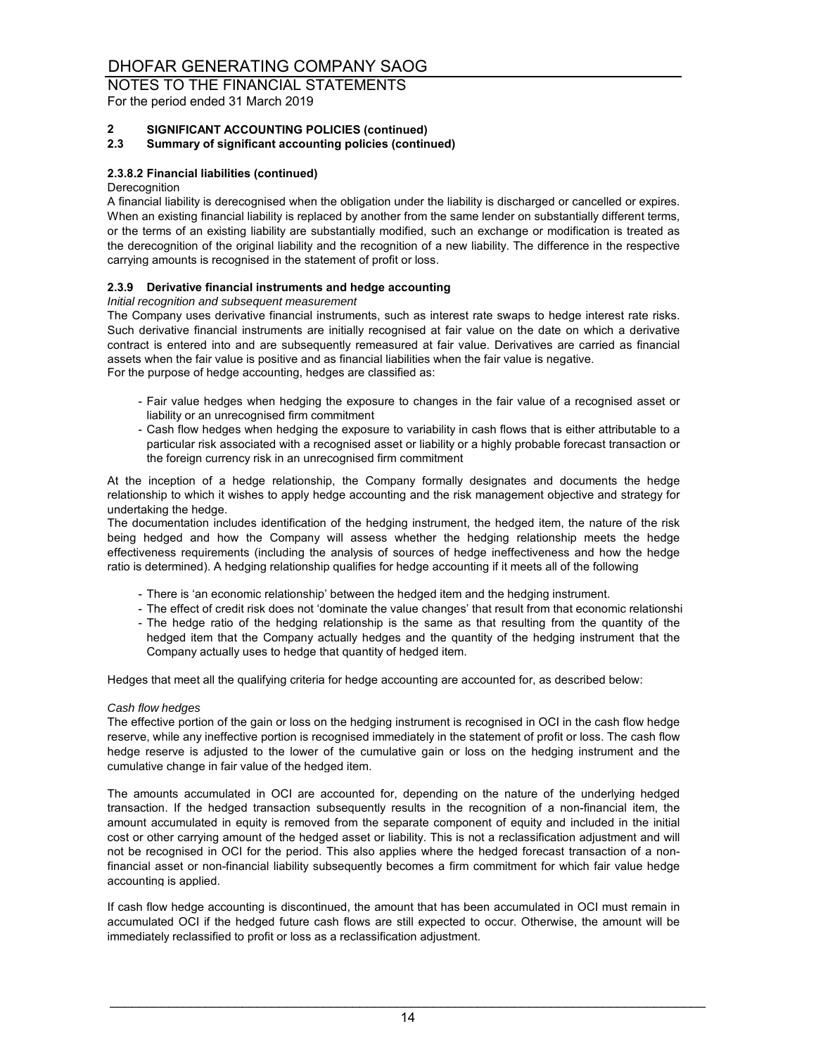## 2 SIGNIFICANT ACCOUNTING POLICIES (continued)

### 2.3 Summary of significant accounting policies (continued)

#### 2.3.8.2 Financial liabilities (continued)

Derecognition

A financial liability is derecognised when the obligation under the liability is discharged or cancelled or expires. When an existing financial liability is replaced by another from the same lender on substantially different terms, or the terms of an existing liability are substantially modified, such an exchange or modification is treated as the derecognition of the original liability and the recognition of a new liability. The difference in the respective carrying amounts is recognised in the statement of profit or loss.

#### 2.3.9 Derivative financial instruments and hedge accounting

*Initial recognition and subsequent measurement*

The Company uses derivative financial instruments, such as interest rate swaps to hedge interest rate risks. Such derivative financial instruments are initially recognised at fair value on the date on which a derivative contract is entered into and are subsequently remeasured at fair value. Derivatives are carried as financial assets when the fair value is positive and as financial liabilities when the fair value is negative.

For the purpose of hedge accounting, hedges are classified as:

- Fair value hedges when hedging the exposure to changes in the fair value of a recognised asset or liability or an unrecognised firm commitment
- Cash flow hedges when hedging the exposure to variability in cash flows that is either attributable to a particular risk associated with a recognised asset or liability or a highly probable forecast transaction or the foreign currency risk in an unrecognised firm commitment

At the inception of a hedge relationship, the Company formally designates and documents the hedge relationship to which it wishes to apply hedge accounting and the risk management objective and strategy for undertaking the hedge.

The documentation includes identification of the hedging instrument, the hedged item, the nature of the risk being hedged and how the Company will assess whether the hedging relationship meets the hedge effectiveness requirements (including the analysis of sources of hedge ineffectiveness and how the hedge ratio is determined). A hedging relationship qualifies for hedge accounting if it meets all of the following

- There is 'an economic relationship' between the hedged item and the hedging instrument.
- The effect of credit risk does not 'dominate the value changes' that result from that economic relationshi
- The hedge ratio of the hedging relationship is the same as that resulting from the quantity of the hedged item that the Company actually hedges and the quantity of the hedging instrument that the Company actually uses to hedge that quantity of hedged item.

Hedges that meet all the qualifying criteria for hedge accounting are accounted for, as described below:

*Cash flow hedges*

The effective portion of the gain or loss on the hedging instrument is recognised in OCI in the cash flow hedge reserve, while any ineffective portion is recognised immediately in the statement of profit or loss. The cash flow hedge reserve is adjusted to the lower of the cumulative gain or loss on the hedging instrument and the cumulative change in fair value of the hedged item.

The amounts accumulated in OCI are accounted for, depending on the nature of the underlying hedged transaction. If the hedged transaction subsequently results in the recognition of a non-financial item, the amount accumulated in equity is removed from the separate component of equity and included in the initial cost or other carrying amount of the hedged asset or liability. This is not a reclassification adjustment and will not be recognised in OCI for the period. This also applies where the hedged forecast transaction of a non-financial asset or non-financial liability subsequently becomes a firm commitment for which fair value hedge accounting is applied.

If cash flow hedge accounting is discontinued, the amount that has been accumulated in OCI must remain in accumulated OCI if the hedged future cash flows are still expected to occur. Otherwise, the amount will be immediately reclassified to profit or loss as a reclassification adjustment.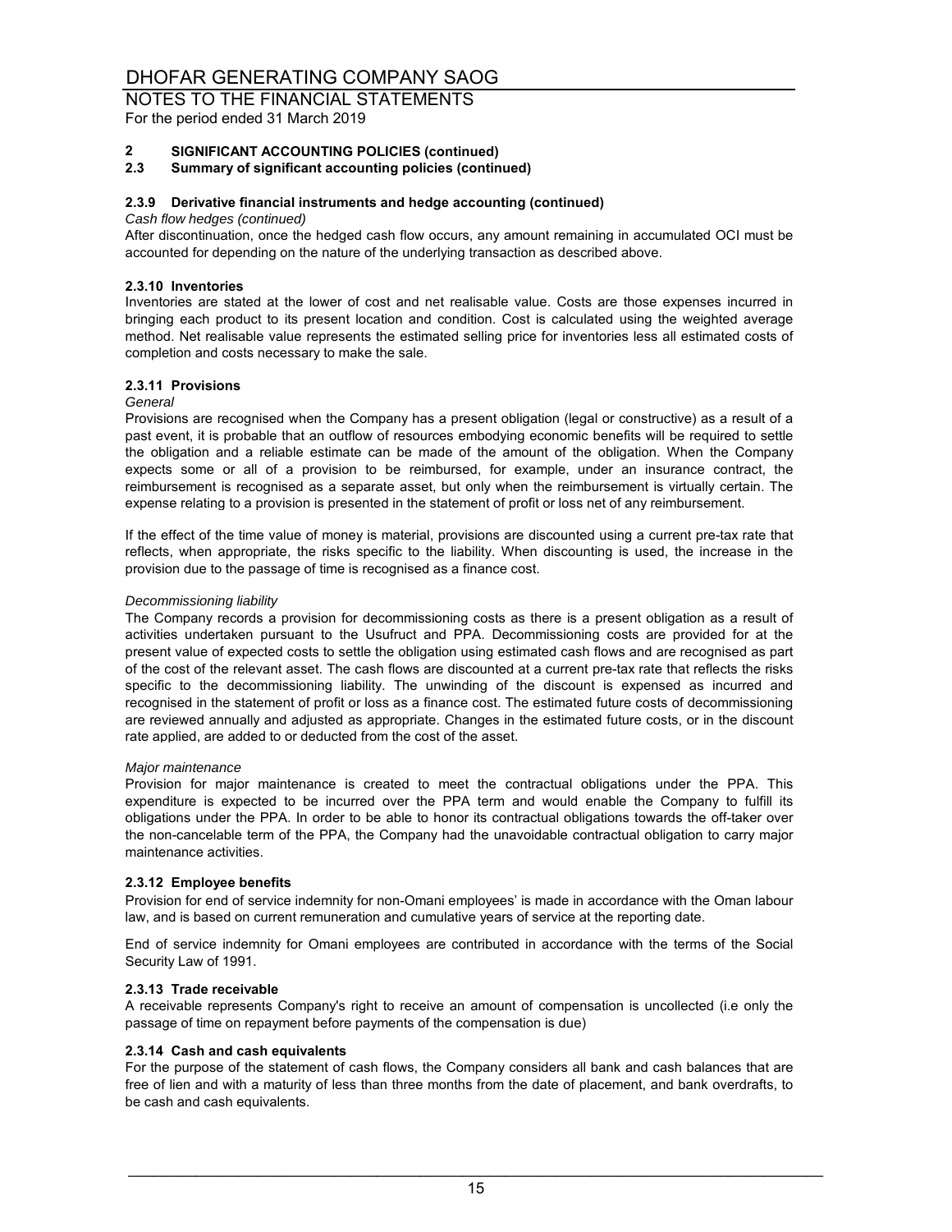# DHOFAR GENERATING COMPANY SAOG

NOTES TO THE FINANCIAL STATEMENTS
For the period ended 31 March 2019

## 2 SIGNIFICANT ACCOUNTING POLICIES (continued)

### 2.3 Summary of significant accounting policies (continued)

#### 2.3.9 Derivative financial instruments and hedge accounting (continued)

*Cash flow hedges (continued)*

After discontinuation, once the hedged cash flow occurs, any amount remaining in accumulated OCI must be accounted for depending on the nature of the underlying transaction as described above.

#### 2.3.10 Inventories

Inventories are stated at the lower of cost and net realisable value. Costs are those expenses incurred in bringing each product to its present location and condition. Cost is calculated using the weighted average method. Net realisable value represents the estimated selling price for inventories less all estimated costs of completion and costs necessary to make the sale.

#### 2.3.11 Provisions

*General*

Provisions are recognised when the Company has a present obligation (legal or constructive) as a result of a past event, it is probable that an outflow of resources embodying economic benefits will be required to settle the obligation and a reliable estimate can be made of the amount of the obligation. When the Company expects some or all of a provision to be reimbursed, for example, under an insurance contract, the reimbursement is recognised as a separate asset, but only when the reimbursement is virtually certain. The expense relating to a provision is presented in the statement of profit or loss net of any reimbursement.

If the effect of the time value of money is material, provisions are discounted using a current pre-tax rate that reflects, when appropriate, the risks specific to the liability. When discounting is used, the increase in the provision due to the passage of time is recognised as a finance cost.

*Decommissioning liability*

The Company records a provision for decommissioning costs as there is a present obligation as a result of activities undertaken pursuant to the Usufruct and PPA. Decommissioning costs are provided for at the present value of expected costs to settle the obligation using estimated cash flows and are recognised as part of the cost of the relevant asset. The cash flows are discounted at a current pre-tax rate that reflects the risks specific to the decommissioning liability. The unwinding of the discount is expensed as incurred and recognised in the statement of profit or loss as a finance cost. The estimated future costs of decommissioning are reviewed annually and adjusted as appropriate. Changes in the estimated future costs, or in the discount rate applied, are added to or deducted from the cost of the asset.

*Major maintenance*

Provision for major maintenance is created to meet the contractual obligations under the PPA. This expenditure is expected to be incurred over the PPA term and would enable the Company to fulfill its obligations under the PPA. In order to be able to honor its contractual obligations towards the off-taker over the non-cancelable term of the PPA, the Company had the unavoidable contractual obligation to carry major maintenance activities.

#### 2.3.12 Employee benefits

Provision for end of service indemnity for non-Omani employees' is made in accordance with the Oman labour law, and is based on current remuneration and cumulative years of service at the reporting date.

End of service indemnity for Omani employees are contributed in accordance with the terms of the Social Security Law of 1991.

#### 2.3.13 Trade receivable

A receivable represents Company's right to receive an amount of compensation is uncollected (i.e only the passage of time on repayment before payments of the compensation is due)

#### 2.3.14 Cash and cash equivalents

For the purpose of the statement of cash flows, the Company considers all bank and cash balances that are free of lien and with a maturity of less than three months from the date of placement, and bank overdrafts, to be cash and cash equivalents.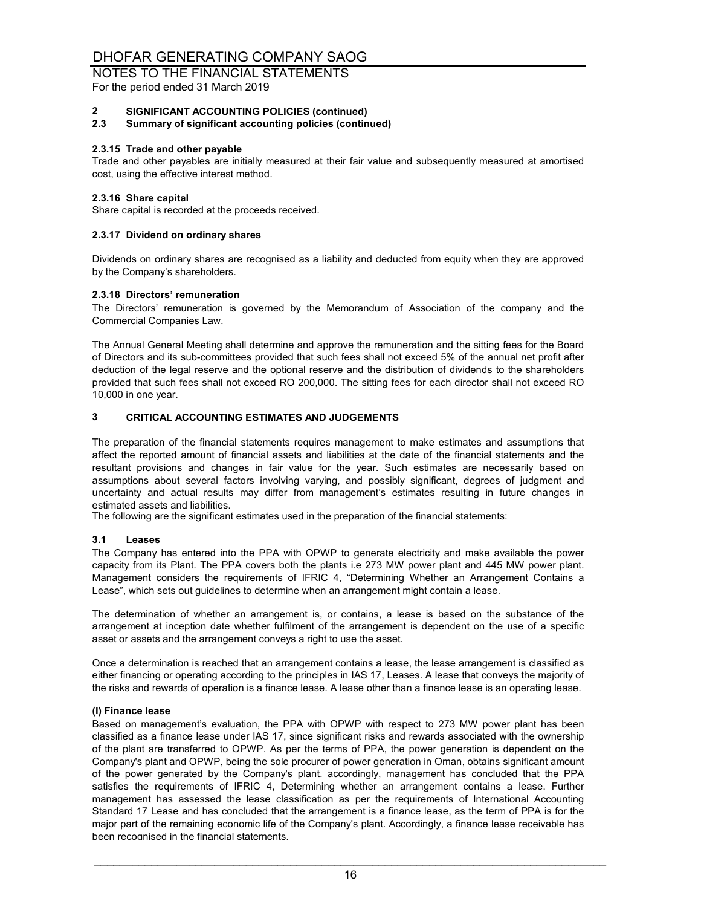## 2 SIGNIFICANT ACCOUNTING POLICIES (continued)

### 2.3 Summary of significant accounting policies (continued)

**2.3.15 Trade and other payable**

Trade and other payables are initially measured at their fair value and subsequently measured at amortised cost, using the effective interest method.

**2.3.16 Share capital**

Share capital is recorded at the proceeds received.

**2.3.17 Dividend on ordinary shares**

Dividends on ordinary shares are recognised as a liability and deducted from equity when they are approved by the Company's shareholders.

**2.3.18 Directors' remuneration**

The Directors' remuneration is governed by the Memorandum of Association of the company and the Commercial Companies Law.

The Annual General Meeting shall determine and approve the remuneration and the sitting fees for the Board of Directors and its sub-committees provided that such fees shall not exceed 5% of the annual net profit after deduction of the legal reserve and the optional reserve and the distribution of dividends to the shareholders provided that such fees shall not exceed RO 200,000. The sitting fees for each director shall not exceed RO 10,000 in one year.

## 3 CRITICAL ACCOUNTING ESTIMATES AND JUDGEMENTS

The preparation of the financial statements requires management to make estimates and assumptions that affect the reported amount of financial assets and liabilities at the date of the financial statements and the resultant provisions and changes in fair value for the year. Such estimates are necessarily based on assumptions about several factors involving varying, and possibly significant, degrees of judgment and uncertainty and actual results may differ from management's estimates resulting in future changes in estimated assets and liabilities.

The following are the significant estimates used in the preparation of the financial statements:

### 3.1 Leases

The Company has entered into the PPA with OPWP to generate electricity and make available the power capacity from its Plant. The PPA covers both the plants i.e 273 MW power plant and 445 MW power plant. Management considers the requirements of IFRIC 4, "Determining Whether an Arrangement Contains a Lease", which sets out guidelines to determine when an arrangement might contain a lease.

The determination of whether an arrangement is, or contains, a lease is based on the substance of the arrangement at inception date whether fulfilment of the arrangement is dependent on the use of a specific asset or assets and the arrangement conveys a right to use the asset.

Once a determination is reached that an arrangement contains a lease, the lease arrangement is classified as either financing or operating according to the principles in IAS 17, Leases. A lease that conveys the majority of the risks and rewards of operation is a finance lease. A lease other than a finance lease is an operating lease.

**(I) Finance lease**

Based on management's evaluation, the PPA with OPWP with respect to 273 MW power plant has been classified as a finance lease under IAS 17, since significant risks and rewards associated with the ownership of the plant are transferred to OPWP. As per the terms of PPA, the power generation is dependent on the Company's plant and OPWP, being the sole procurer of power generation in Oman, obtains significant amount of the power generated by the Company's plant. accordingly, management has concluded that the PPA satisfies the requirements of IFRIC 4, Determining whether an arrangement contains a lease. Further management has assessed the lease classification as per the requirements of International Accounting Standard 17 Lease and has concluded that the arrangement is a finance lease, as the term of PPA is for the major part of the remaining economic life of the Company's plant. Accordingly, a finance lease receivable has been recognised in the financial statements.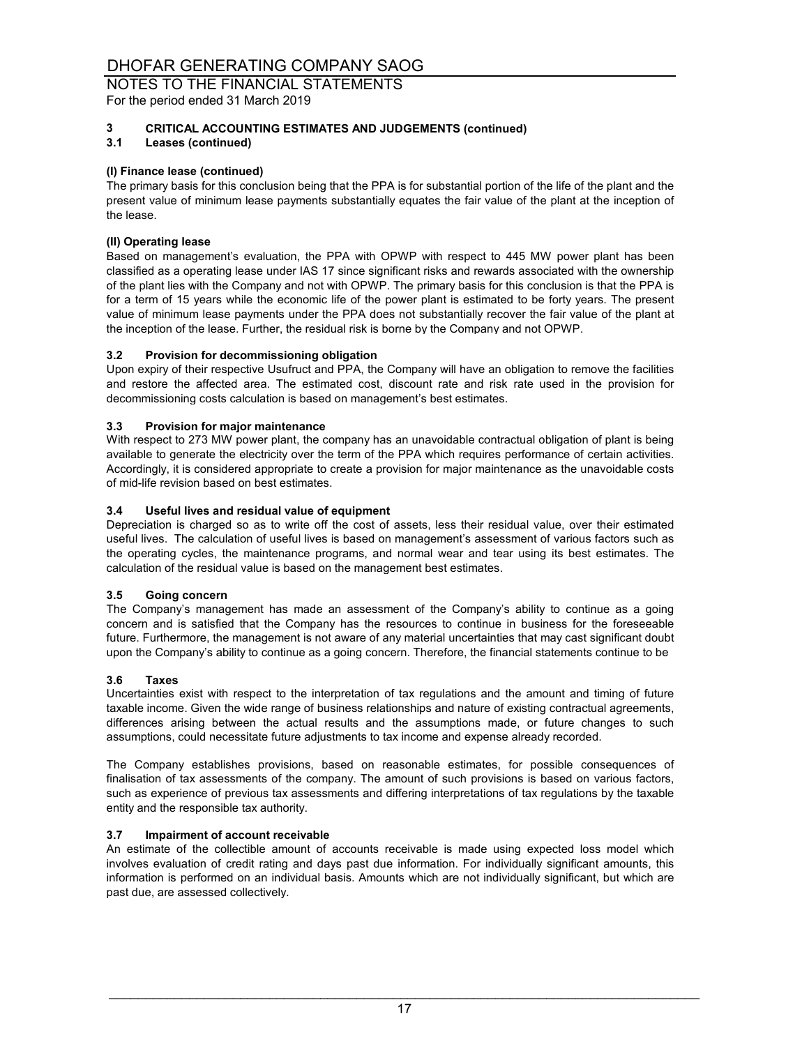# DHOFAR GENERATING COMPANY SAOG

NOTES TO THE FINANCIAL STATEMENTS
For the period ended 31 March 2019

## 3 CRITICAL ACCOUNTING ESTIMATES AND JUDGEMENTS (continued)

### 3.1 Leases (continued)

**(I) Finance lease (continued)**

The primary basis for this conclusion being that the PPA is for substantial portion of the life of the plant and the present value of minimum lease payments substantially equates the fair value of the plant at the inception of the lease.

**(II) Operating lease**

Based on management's evaluation, the PPA with OPWP with respect to 445 MW power plant has been classified as a operating lease under IAS 17 since significant risks and rewards associated with the ownership of the plant lies with the Company and not with OPWP. The primary basis for this conclusion is that the PPA is for a term of 15 years while the economic life of the power plant is estimated to be forty years. The present value of minimum lease payments under the PPA does not substantially recover the fair value of the plant at the inception of the lease. Further, the residual risk is borne by the Company and not OPWP.

### 3.2 Provision for decommissioning obligation

Upon expiry of their respective Usufruct and PPA, the Company will have an obligation to remove the facilities and restore the affected area. The estimated cost, discount rate and risk rate used in the provision for decommissioning costs calculation is based on management's best estimates.

### 3.3 Provision for major maintenance

With respect to 273 MW power plant, the company has an unavoidable contractual obligation of plant is being available to generate the electricity over the term of the PPA which requires performance of certain activities. Accordingly, it is considered appropriate to create a provision for major maintenance as the unavoidable costs of mid-life revision based on best estimates.

### 3.4 Useful lives and residual value of equipment

Depreciation is charged so as to write off the cost of assets, less their residual value, over their estimated useful lives. The calculation of useful lives is based on management's assessment of various factors such as the operating cycles, the maintenance programs, and normal wear and tear using its best estimates. The calculation of the residual value is based on the management best estimates.

### 3.5 Going concern

The Company's management has made an assessment of the Company's ability to continue as a going concern and is satisfied that the Company has the resources to continue in business for the foreseeable future. Furthermore, the management is not aware of any material uncertainties that may cast significant doubt upon the Company's ability to continue as a going concern. Therefore, the financial statements continue to be

### 3.6 Taxes

Uncertainties exist with respect to the interpretation of tax regulations and the amount and timing of future taxable income. Given the wide range of business relationships and nature of existing contractual agreements, differences arising between the actual results and the assumptions made, or future changes to such assumptions, could necessitate future adjustments to tax income and expense already recorded.

The Company establishes provisions, based on reasonable estimates, for possible consequences of finalisation of tax assessments of the company. The amount of such provisions is based on various factors, such as experience of previous tax assessments and differing interpretations of tax regulations by the taxable entity and the responsible tax authority.

### 3.7 Impairment of account receivable

An estimate of the collectible amount of accounts receivable is made using expected loss model which involves evaluation of credit rating and days past due information. For individually significant amounts, this information is performed on an individual basis. Amounts which are not individually significant, but which are past due, are assessed collectively.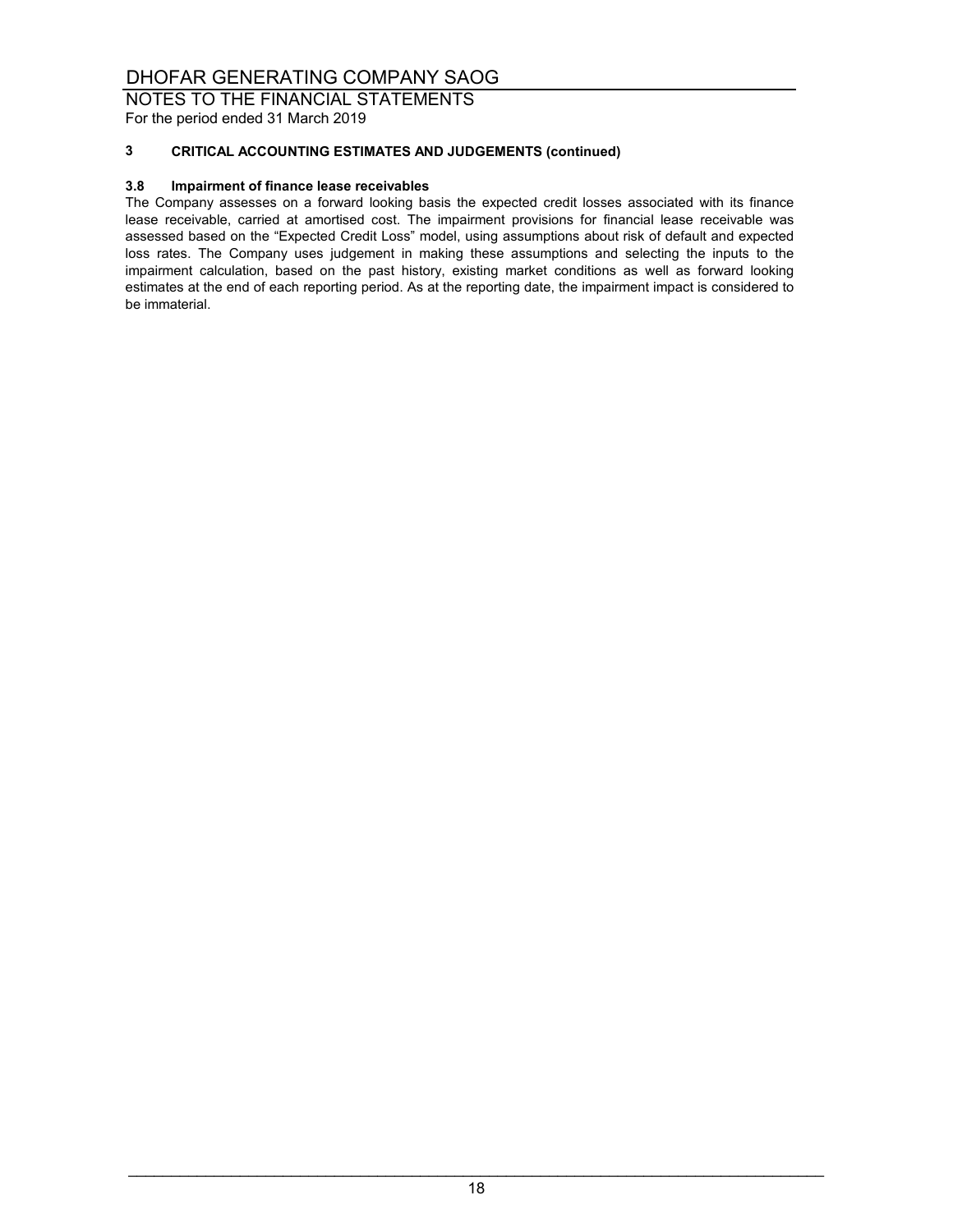## 3 CRITICAL ACCOUNTING ESTIMATES AND JUDGEMENTS (continued)

### 3.8 Impairment of finance lease receivables

The Company assesses on a forward looking basis the expected credit losses associated with its finance lease receivable, carried at amortised cost. The impairment provisions for financial lease receivable was assessed based on the "Expected Credit Loss" model, using assumptions about risk of default and expected loss rates. The Company uses judgement in making these assumptions and selecting the inputs to the impairment calculation, based on the past history, existing market conditions as well as forward looking estimates at the end of each reporting period. As at the reporting date, the impairment impact is considered to be immaterial.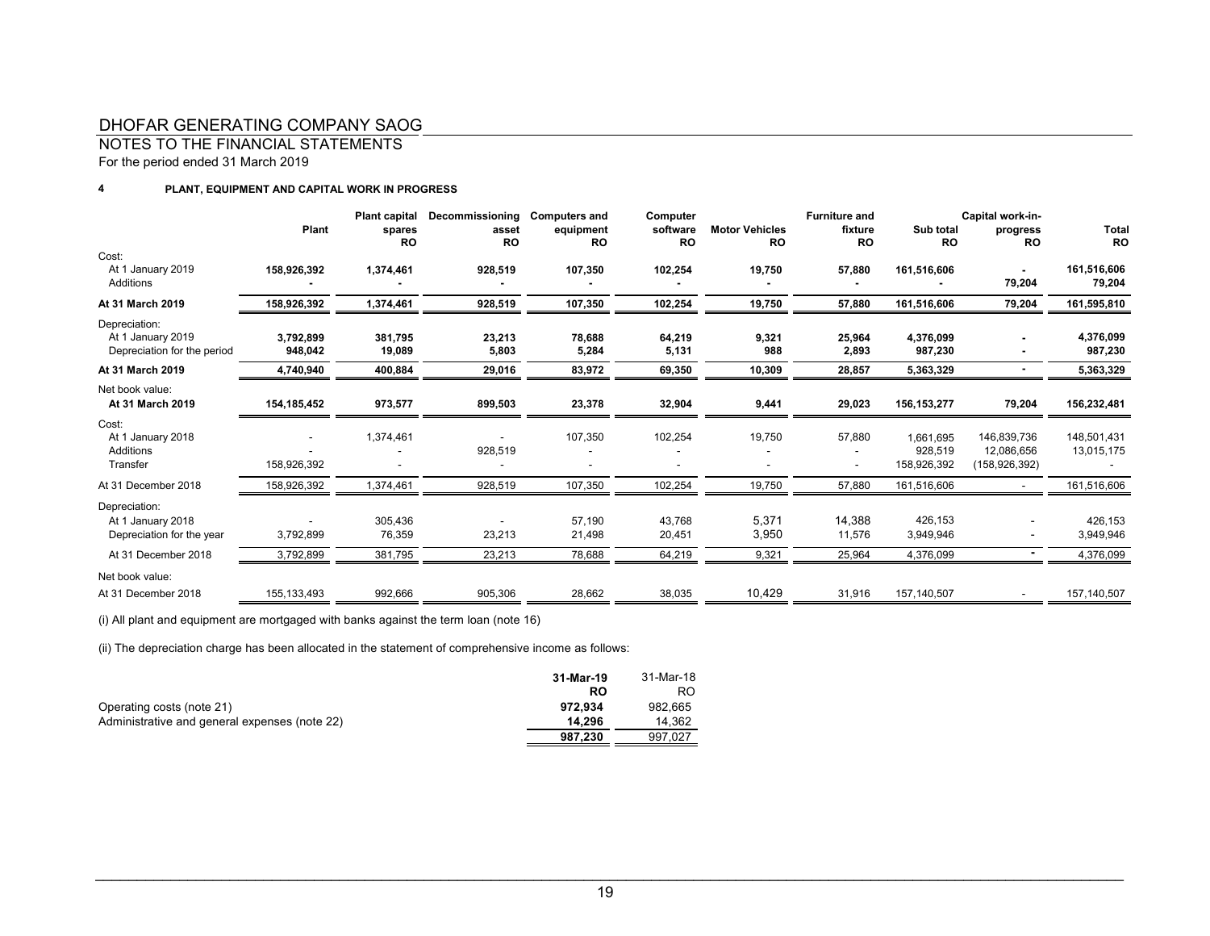# DHOFAR GENERATING COMPANY SAOG

## NOTES TO THE FINANCIAL STATEMENTS

For the period ended 31 March 2019

### 4 PLANT, EQUIPMENT AND CAPITAL WORK IN PROGRESS

| | Plant | Plant capital spares RO | Decommissioning asset RO | Computers and equipment RO | Computer software RO | Motor Vehicles RO | Furniture and fixture RO | Sub total RO | Capital work-in-progress RO | Total RO |
|---|---|---|---|---|---|---|---|---|---|---|
| Cost: | | | | | | | | | | |
| At 1 January 2019 | **158,926,392** | **1,374,461** | **928,519** | **107,350** | **102,254** | **19,750** | **57,880** | **161,516,606** | **-** | **161,516,606** |
| Additions | **-** | **-** | **-** | **-** | **-** | **-** | **-** | **-** | **79,204** | **79,204** |
| **At 31 March 2019** | **158,926,392** | **1,374,461** | **928,519** | **107,350** | **102,254** | **19,750** | **57,880** | **161,516,606** | **79,204** | **161,595,810** |
| Depreciation: | | | | | | | | | | |
| At 1 January 2019 | **3,792,899** | **381,795** | **23,213** | **78,688** | **64,219** | **9,321** | **25,964** | **4,376,099** | **-** | **4,376,099** |
| Depreciation for the period | **948,042** | **19,089** | **5,803** | **5,284** | **5,131** | **988** | **2,893** | **987,230** | **-** | **987,230** |
| **At 31 March 2019** | **4,740,940** | **400,884** | **29,016** | **83,972** | **69,350** | **10,309** | **28,857** | **5,363,329** | **-** | **5,363,329** |
| Net book value: | | | | | | | | | | |
| **At 31 March 2019** | **154,185,452** | **973,577** | **899,503** | **23,378** | **32,904** | **9,441** | **29,023** | **156,153,277** | **79,204** | **156,232,481** |
| Cost: | | | | | | | | | | |
| At 1 January 2018 | - | 1,374,461 | - | 107,350 | 102,254 | 19,750 | 57,880 | 1,661,695 | 146,839,736 | 148,501,431 |
| Additions | - | - | 928,519 | - | - | - | - | 928,519 | 12,086,656 | 13,015,175 |
| Transfer | 158,926,392 | - | - | - | - | - | - | 158,926,392 | (158,926,392) | - |
| At 31 December 2018 | 158,926,392 | 1,374,461 | 928,519 | 107,350 | 102,254 | 19,750 | 57,880 | 161,516,606 | - | 161,516,606 |
| Depreciation: | | | | | | | | | | |
| At 1 January 2018 | - | 305,436 | - | 57,190 | 43,768 | 5,371 | 14,388 | 426,153 | - | 426,153 |
| Depreciation for the year | 3,792,899 | 76,359 | 23,213 | 21,498 | 20,451 | 3,950 | 11,576 | 3,949,946 | - | 3,949,946 |
| At 31 December 2018 | 3,792,899 | 381,795 | 23,213 | 78,688 | 64,219 | 9,321 | 25,964 | 4,376,099 | - | 4,376,099 |
| Net book value: | | | | | | | | | | |
| At 31 December 2018 | 155,133,493 | 992,666 | 905,306 | 28,662 | 38,035 | 10,429 | 31,916 | 157,140,507 | - | 157,140,507 |

(i) All plant and equipment are mortgaged with banks against the term loan (note 16)

(ii) The depreciation charge has been allocated in the statement of comprehensive income as follows:

| | 31-Mar-19 RO | 31-Mar-18 RO |
|---|---|---|
| Operating costs (note 21) | **972,934** | 982,665 |
| Administrative and general expenses (note 22) | **14,296** | 14,362 |
| | **987,230** | 997,027 |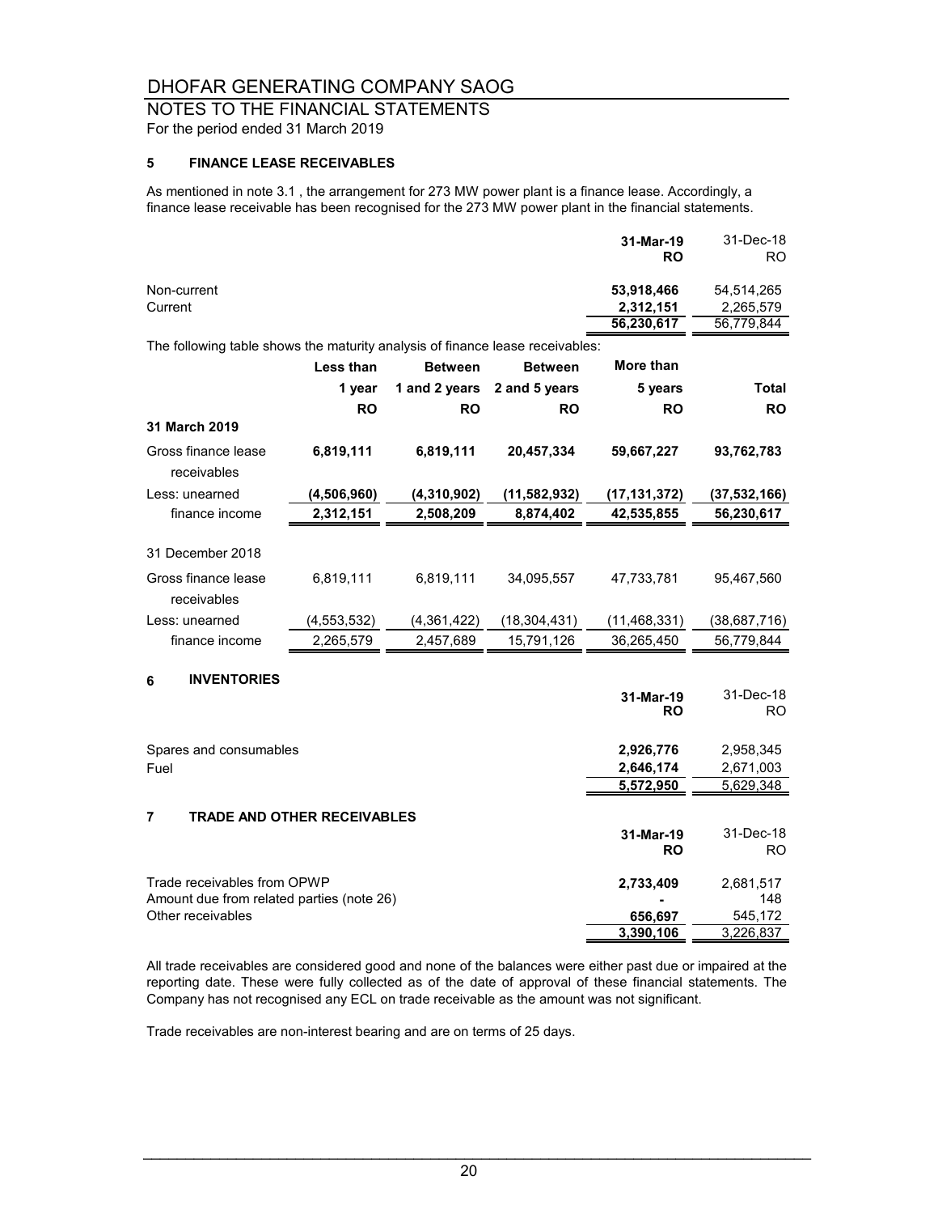# DHOFAR GENERATING COMPANY SAOG

## NOTES TO THE FINANCIAL STATEMENTS

For the period ended 31 March 2019

### 5 FINANCE LEASE RECEIVABLES

As mentioned in note 3.1 , the arrangement for 273 MW power plant is a finance lease. Accordingly, a finance lease receivable has been recognised for the 273 MW power plant in the financial statements.

| | 31-Mar-19 RO | 31-Dec-18 RO |
|---|---|---|
| Non-current | **53,918,466** | 54,514,265 |
| Current | **2,312,151** | 2,265,579 |
| | **56,230,617** | 56,779,844 |

The following table shows the maturity analysis of finance lease receivables:

| | Less than 1 year RO | Between 1 and 2 years RO | Between 2 and 5 years RO | More than 5 years RO | Total RO |
|---|---|---|---|---|---|
| **31 March 2019** | | | | | |
| Gross finance lease receivables | **6,819,111** | **6,819,111** | **20,457,334** | **59,667,227** | **93,762,783** |
| Less: unearned finance income | **(4,506,960)** | **(4,310,902)** | **(11,582,932)** | **(17,131,372)** | **(37,532,166)** |
| | **2,312,151** | **2,508,209** | **8,874,402** | **42,535,855** | **56,230,617** |
| 31 December 2018 | | | | | |
| Gross finance lease receivables | 6,819,111 | 6,819,111 | 34,095,557 | 47,733,781 | 95,467,560 |
| Less: unearned finance income | (4,553,532) | (4,361,422) | (18,304,431) | (11,468,331) | (38,687,716) |
| | 2,265,579 | 2,457,689 | 15,791,126 | 36,265,450 | 56,779,844 |

### 6 INVENTORIES

| | 31-Mar-19 RO | 31-Dec-18 RO |
|---|---|---|
| Spares and consumables | **2,926,776** | 2,958,345 |
| Fuel | **2,646,174** | 2,671,003 |
| | **5,572,950** | 5,629,348 |

### 7 TRADE AND OTHER RECEIVABLES

| | 31-Mar-19 RO | 31-Dec-18 RO |
|---|---|---|
| Trade receivables from OPWP | **2,733,409** | 2,681,517 |
| Amount due from related parties (note 26) | **-** | 148 |
| Other receivables | **656,697** | 545,172 |
| | **3,390,106** | 3,226,837 |

All trade receivables are considered good and none of the balances were either past due or impaired at the reporting date. These were fully collected as of the date of approval of these financial statements. The Company has not recognised any ECL on trade receivable as the amount was not significant.

Trade receivables are non-interest bearing and are on terms of 25 days.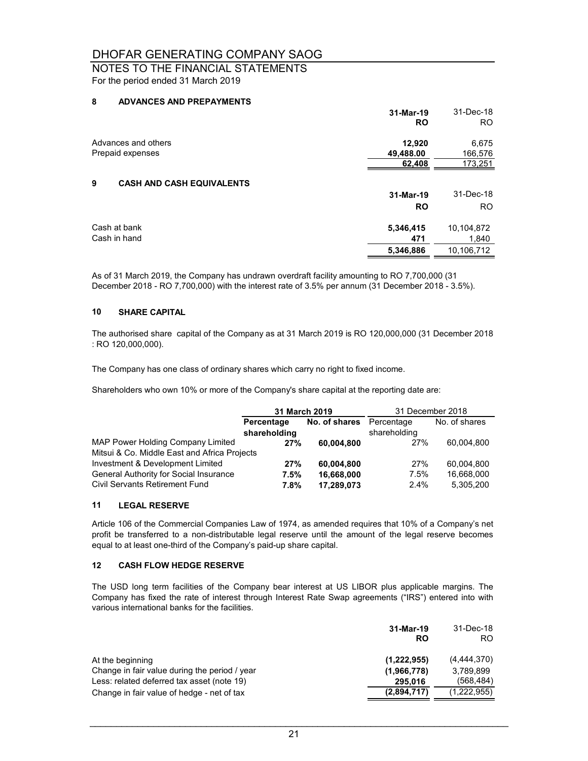# DHOFAR GENERATING COMPANY SAOG

## NOTES TO THE FINANCIAL STATEMENTS

For the period ended 31 March 2019

### 8 ADVANCES AND PREPAYMENTS

| | 31-Mar-19 | 31-Dec-18 |
|---|---|---|
| | RO | RO |
| Advances and others | 12,920 | 6,675 |
| Prepaid expenses | 49,488.00 | 166,576 |
| | 62,408 | 173,251 |

### 9 CASH AND CASH EQUIVALENTS

| | 31-Mar-19 | 31-Dec-18 |
|---|---|---|
| | RO | RO |
| Cash at bank | 5,346,415 | 10,104,872 |
| Cash in hand | 471 | 1,840 |
| | 5,346,886 | 10,106,712 |

As of 31 March 2019, the Company has undrawn overdraft facility amounting to RO 7,700,000 (31 December 2018 - RO 7,700,000) with the interest rate of 3.5% per annum (31 December 2018 - 3.5%).

### 10 SHARE CAPITAL

The authorised share capital of the Company as at 31 March 2019 is RO 120,000,000 (31 December 2018 : RO 120,000,000).

The Company has one class of ordinary shares which carry no right to fixed income.

Shareholders who own 10% or more of the Company's share capital at the reporting date are:

| | 31 March 2019 | | 31 December 2018 | |
|---|---|---|---|---|
| | Percentage shareholding | No. of shares | Percentage shareholding | No. of shares |
| MAP Power Holding Company Limited | 27% | 60,004,800 | 27% | 60,004,800 |
| Mitsui & Co. Middle East and Africa Projects Investment & Development Limited | 27% | 60,004,800 | 27% | 60,004,800 |
| General Authority for Social Insurance | 7.5% | 16,668,000 | 7.5% | 16,668,000 |
| Civil Servants Retirement Fund | 7.8% | 17,289,073 | 2.4% | 5,305,200 |

### 11 LEGAL RESERVE

Article 106 of the Commercial Companies Law of 1974, as amended requires that 10% of a Company's net profit be transferred to a non-distributable legal reserve until the amount of the legal reserve becomes equal to at least one-third of the Company's paid-up share capital.

### 12 CASH FLOW HEDGE RESERVE

The USD long term facilities of the Company bear interest at US LIBOR plus applicable margins. The Company has fixed the rate of interest through Interest Rate Swap agreements ("IRS") entered into with various international banks for the facilities.

| | 31-Mar-19 | 31-Dec-18 |
|---|---|---|
| | RO | RO |
| At the beginning | (1,222,955) | (4,444,370) |
| Change in fair value during the period / year | (1,966,778) | 3,789,899 |
| Less: related deferred tax asset (note 19) | 295,016 | (568,484) |
| Change in fair value of hedge - net of tax | (2,894,717) | (1,222,955) |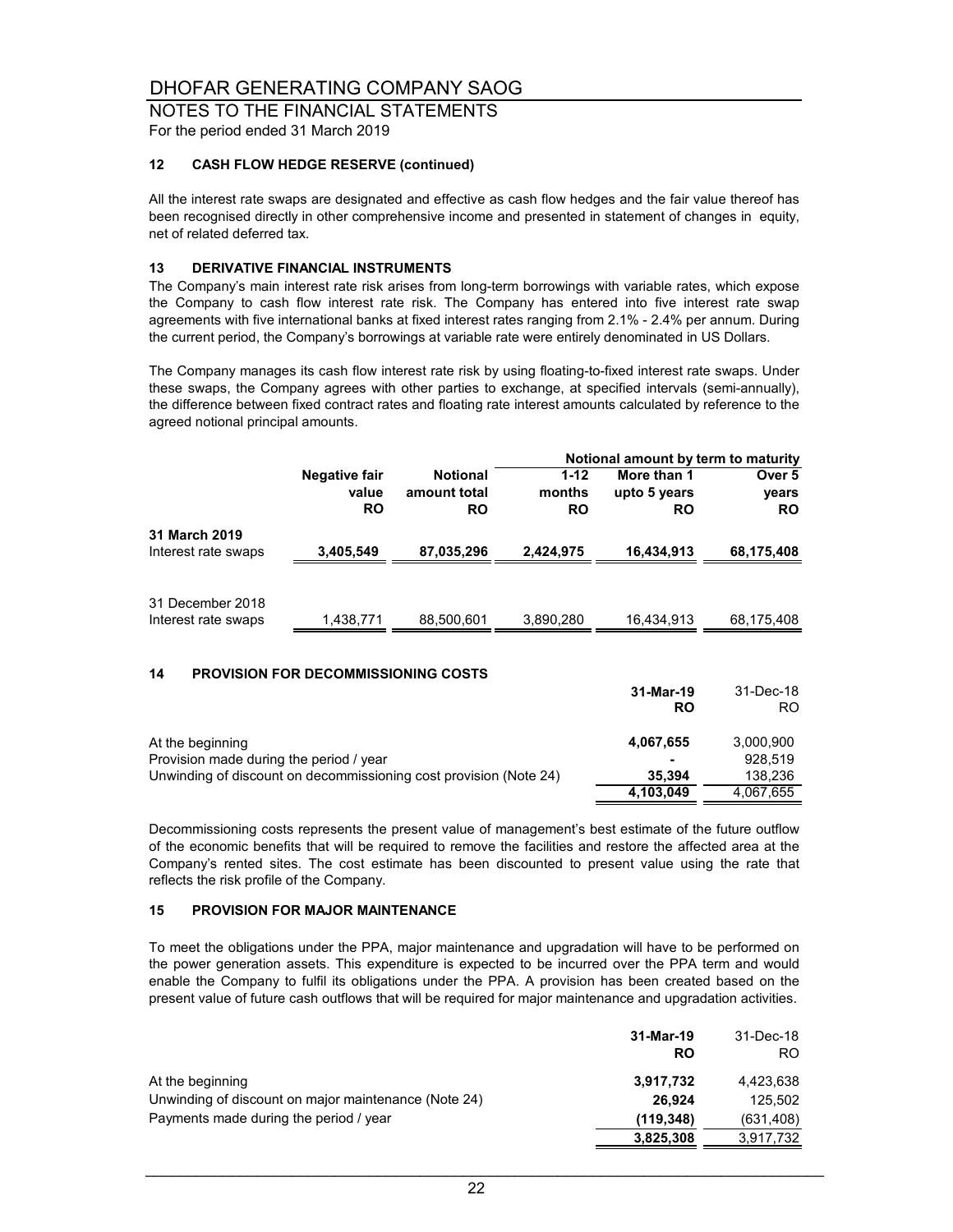# DHOFAR GENERATING COMPANY SAOG

## NOTES TO THE FINANCIAL STATEMENTS

For the period ended 31 March 2019

### 12 CASH FLOW HEDGE RESERVE (continued)

All the interest rate swaps are designated and effective as cash flow hedges and the fair value thereof has been recognised directly in other comprehensive income and presented in statement of changes in equity, net of related deferred tax.

### 13 DERIVATIVE FINANCIAL INSTRUMENTS

The Company's main interest rate risk arises from long-term borrowings with variable rates, which expose the Company to cash flow interest rate risk. The Company has entered into five interest rate swap agreements with five international banks at fixed interest rates ranging from 2.1% - 2.4% per annum. During the current period, the Company's borrowings at variable rate were entirely denominated in US Dollars.

The Company manages its cash flow interest rate risk by using floating-to-fixed interest rate swaps. Under these swaps, the Company agrees with other parties to exchange, at specified intervals (semi-annually), the difference between fixed contract rates and floating rate interest amounts calculated by reference to the agreed notional principal amounts.

| | | | Notional amount by term to maturity | | |
|---|---|---|---|---|---|
| | **Negative fair value** | **Notional amount total** | **1-12 months** | **More than 1 upto 5 years** | **Over 5 years** |
| | **RO** | **RO** | **RO** | **RO** | **RO** |
| **31 March 2019** | | | | | |
| Interest rate swaps | **3,405,549** | **87,035,296** | **2,424,975** | **16,434,913** | **68,175,408** |
| 31 December 2018 | | | | | |
| Interest rate swaps | 1,438,771 | 88,500,601 | 3,890,280 | 16,434,913 | 68,175,408 |

### 14 PROVISION FOR DECOMMISSIONING COSTS

| | **31-Mar-19** | 31-Dec-18 |
|---|---|---|
| | **RO** | RO |
| At the beginning | **4,067,655** | 3,000,900 |
| Provision made during the period / year | **-** | 928,519 |
| Unwinding of discount on decommissioning cost provision (Note 24) | **35,394** | 138,236 |
| | **4,103,049** | 4,067,655 |

Decommissioning costs represents the present value of management's best estimate of the future outflow of the economic benefits that will be required to remove the facilities and restore the affected area at the Company's rented sites. The cost estimate has been discounted to present value using the rate that reflects the risk profile of the Company.

### 15 PROVISION FOR MAJOR MAINTENANCE

To meet the obligations under the PPA, major maintenance and upgradation will have to be performed on the power generation assets. This expenditure is expected to be incurred over the PPA term and would enable the Company to fulfil its obligations under the PPA. A provision has been created based on the present value of future cash outflows that will be required for major maintenance and upgradation activities.

| | **31-Mar-19** | 31-Dec-18 |
|---|---|---|
| | **RO** | RO |
| At the beginning | **3,917,732** | 4,423,638 |
| Unwinding of discount on major maintenance (Note 24) | **26,924** | 125,502 |
| Payments made during the period / year | **(119,348)** | (631,408) |
| | **3,825,308** | 3,917,732 |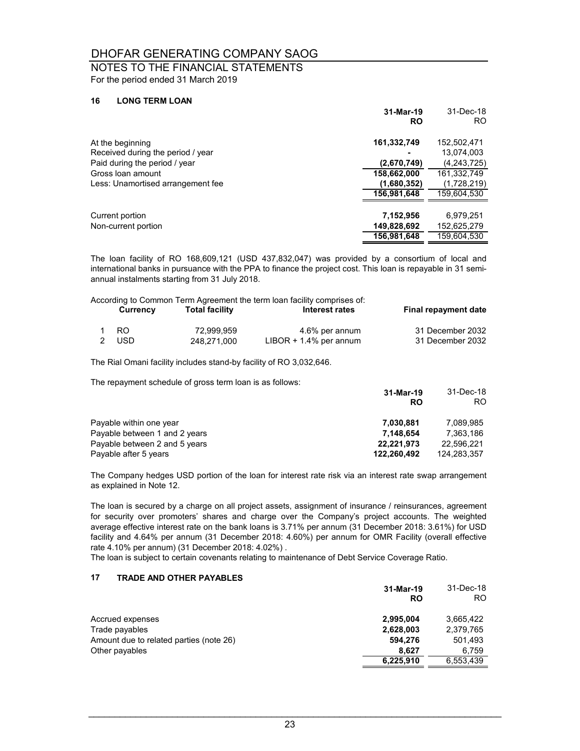# DHOFAR GENERATING COMPANY SAOG

## NOTES TO THE FINANCIAL STATEMENTS

For the period ended 31 March 2019

### 16 LONG TERM LOAN

| | 31-Mar-19<br>RO | 31-Dec-18<br>RO |
|---|---|---|
| At the beginning | 161,332,749 | 152,502,471 |
| Received during the period / year | - | 13,074,003 |
| Paid during the period / year | (2,670,749) | (4,243,725) |
| Gross loan amount | 158,662,000 | 161,332,749 |
| Less: Unamortised arrangement fee | (1,680,352) | (1,728,219) |
| | 156,981,648 | 159,604,530 |
| Current portion | 7,152,956 | 6,979,251 |
| Non-current portion | 149,828,692 | 152,625,279 |
| | 156,981,648 | 159,604,530 |

The loan facility of RO 168,609,121 (USD 437,832,047) was provided by a consortium of local and international banks in pursuance with the PPA to finance the project cost. This loan is repayable in 31 semi-annual instalments starting from 31 July 2018.

According to Common Term Agreement the term loan facility comprises of:

| | Currency | Total facility | Interest rates | Final repayment date |
|---|---|---|---|---|
| 1 | RO | 72,999,959 | 4.6% per annum | 31 December 2032 |
| 2 | USD | 248,271,000 | LIBOR + 1.4% per annum | 31 December 2032 |

The Rial Omani facility includes stand-by facility of RO 3,032,646.

The repayment schedule of gross term loan is as follows:

| | 31-Mar-19<br>RO | 31-Dec-18<br>RO |
|---|---|---|
| Payable within one year | 7,030,881 | 7,089,985 |
| Payable between 1 and 2 years | 7,148,654 | 7,363,186 |
| Payable between 2 and 5 years | 22,221,973 | 22,596,221 |
| Payable after 5 years | 122,260,492 | 124,283,357 |

The Company hedges USD portion of the loan for interest rate risk via an interest rate swap arrangement as explained in Note 12.

The loan is secured by a charge on all project assets, assignment of insurance / reinsurances, agreement for security over promoters' shares and charge over the Company's project accounts. The weighted average effective interest rate on the bank loans is 3.71% per annum (31 December 2018: 3.61%) for USD facility and 4.64% per annum (31 December 2018: 4.60%) per annum for OMR Facility (overall effective rate 4.10% per annum) (31 December 2018: 4.02%) .

The loan is subject to certain covenants relating to maintenance of Debt Service Coverage Ratio.

### 17 TRADE AND OTHER PAYABLES

| | 31-Mar-19<br>RO | 31-Dec-18<br>RO |
|---|---|---|
| Accrued expenses | 2,995,004 | 3,665,422 |
| Trade payables | 2,628,003 | 2,379,765 |
| Amount due to related parties (note 26) | 594,276 | 501,493 |
| Other payables | 8,627 | 6,759 |
| | 6,225,910 | 6,553,439 |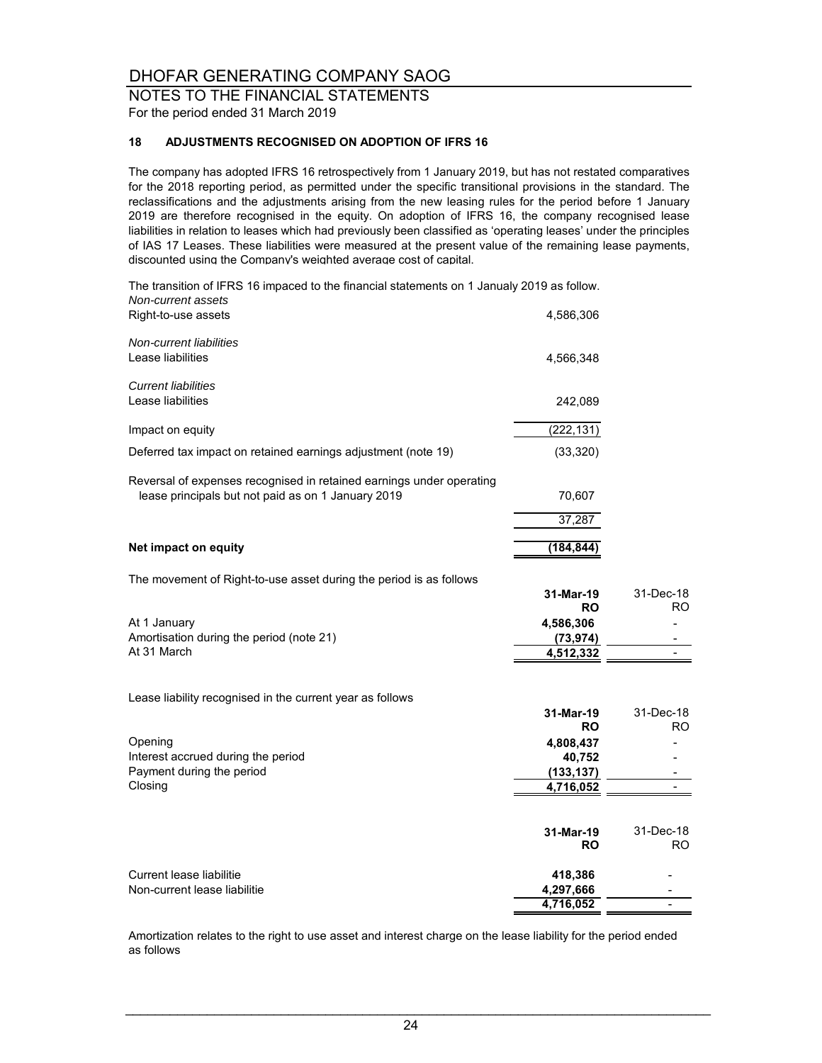# DHOFAR GENERATING COMPANY SAOG

## NOTES TO THE FINANCIAL STATEMENTS

For the period ended 31 March 2019

### 18 ADJUSTMENTS RECOGNISED ON ADOPTION OF IFRS 16

The company has adopted IFRS 16 retrospectively from 1 January 2019, but has not restated comparatives for the 2018 reporting period, as permitted under the specific transitional provisions in the standard. The reclassifications and the adjustments arising from the new leasing rules for the period before 1 January 2019 are therefore recognised in the equity. On adoption of IFRS 16, the company recognised lease liabilities in relation to leases which had previously been classified as 'operating leases' under the principles of IAS 17 Leases. These liabilities were measured at the present value of the remaining lease payments, discounted using the Company's weighted average cost of capital.

The transition of IFRS 16 impaced to the financial statements on 1 Janualy 2019 as follow.

| | |
|---|---|
| *Non-current assets* | |
| Right-to-use assets | 4,586,306 |
| *Non-current liabilities* | |
| Lease liabilities | 4,566,348 |
| *Current liabilities* | |
| Lease liabilities | 242,089 |
| Impact on equity | (222,131) |
| Deferred tax impact on retained earnings adjustment (note 19) | (33,320) |
| Reversal of expenses recognised in retained earnings under operating lease principals but not paid as on 1 January 2019 | 70,607 |
| | 37,287 |
| **Net impact on equity** | **(184,844)** |

The movement of Right-to-use asset during the period is as follows

| | 31-Mar-19 RO | 31-Dec-18 RO |
|---|---|---|
| At 1 January | **4,586,306** | - |
| Amortisation during the period (note 21) | **(73,974)** | - |
| At 31 March | **4,512,332** | - |

Lease liability recognised in the current year as follows

| | 31-Mar-19 RO | 31-Dec-18 RO |
|---|---|---|
| Opening | **4,808,437** | - |
| Interest accrued during the period | **40,752** | - |
| Payment during the period | **(133,137)** | - |
| Closing | **4,716,052** | - |

| | 31-Mar-19 RO | 31-Dec-18 RO |
|---|---|---|
| Current lease liabilitie | **418,386** | - |
| Non-current lease liabilitie | **4,297,666** | - |
| | **4,716,052** | - |

Amortization relates to the right to use asset and interest charge on the lease liability for the period ended as follows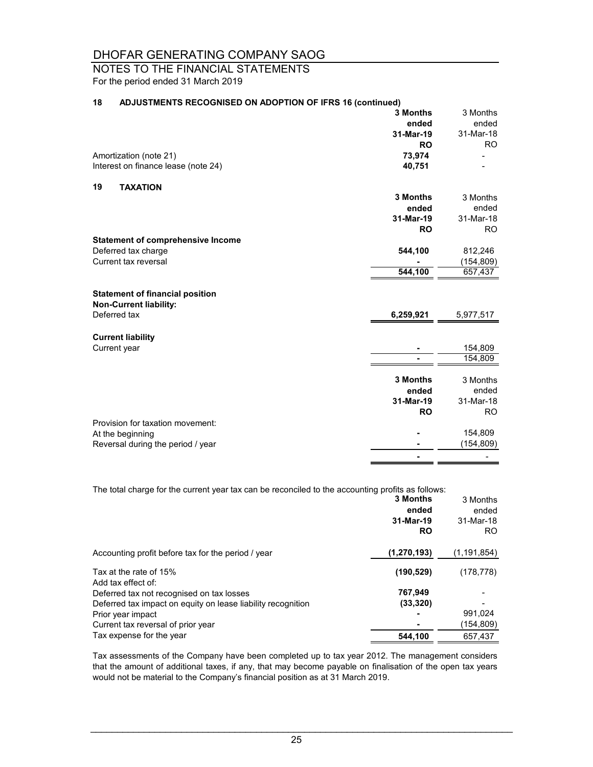# DHOFAR GENERATING COMPANY SAOG

## NOTES TO THE FINANCIAL STATEMENTS

For the period ended 31 March 2019

### 18 ADJUSTMENTS RECOGNISED ON ADOPTION OF IFRS 16 (continued)

| | **3 Months ended 31-Mar-19 RO** | 3 Months ended 31-Mar-18 RO |
|---|---|---|
| Amortization (note 21) | **73,974** | - |
| Interest on finance lease (note 24) | **40,751** | - |

### 19 TAXATION

| | **3 Months ended 31-Mar-19 RO** | 3 Months ended 31-Mar-18 RO |
|---|---|---|
| **Statement of comprehensive Income** | | |
| Deferred tax charge | **544,100** | 812,246 |
| Current tax reversal | **-** | (154,809) |
| | **544,100** | 657,437 |
| **Statement of financial position** | | |
| **Non-Current liability:** | | |
| Deferred tax | **6,259,921** | 5,977,517 |
| **Current liability** | | |
| Current year | **-** | 154,809 |
| | **-** | 154,809 |

| | **3 Months ended 31-Mar-19 RO** | 3 Months ended 31-Mar-18 RO |
|---|---|---|
| Provision for taxation movement: | | |
| At the beginning | **-** | 154,809 |
| Reversal during the period / year | **-** | (154,809) |
| | **-** | - |

The total charge for the current year tax can be reconciled to the accounting profits as follows:

| | **3 Months ended 31-Mar-19 RO** | 3 Months ended 31-Mar-18 RO |
|---|---|---|
| Accounting profit before tax for the period / year | **(1,270,193)** | (1,191,854) |
| Tax at the rate of 15% | **(190,529)** | (178,778) |
| Add tax effect of: | | |
| Deferred tax not recognised on tax losses | **767,949** | - |
| Deferred tax impact on equity on lease liability recognition | **(33,320)** | - |
| Prior year impact | **-** | 991,024 |
| Current tax reversal of prior year | **-** | (154,809) |
| Tax expense for the year | **544,100** | 657,437 |

Tax assessments of the Company have been completed up to tax year 2012. The management considers that the amount of additional taxes, if any, that may become payable on finalisation of the open tax years would not be material to the Company's financial position as at 31 March 2019.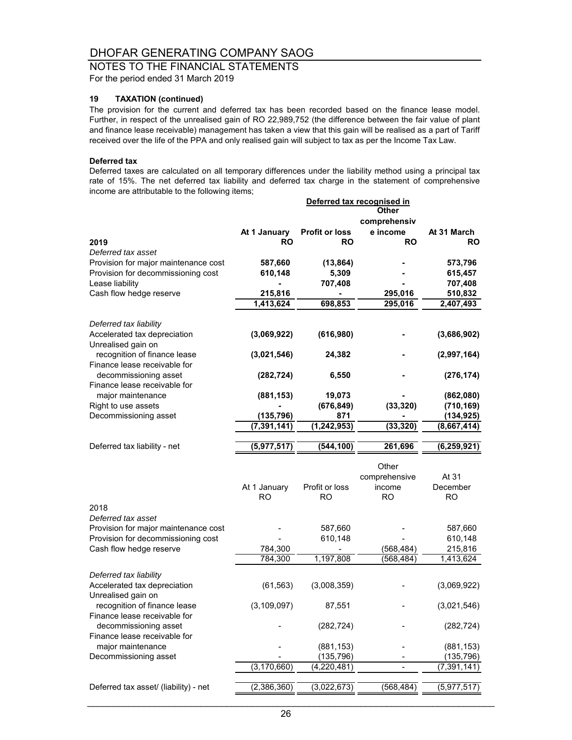# DHOFAR GENERATING COMPANY SAOG

## NOTES TO THE FINANCIAL STATEMENTS

For the period ended 31 March 2019

### 19 TAXATION (continued)

The provision for the current and deferred tax has been recorded based on the finance lease model. Further, in respect of the unrealised gain of RO 22,989,752 (the difference between the fair value of plant and finance lease receivable) management has taken a view that this gain will be realised as a part of Tariff received over the life of the PPA and only realised gain will subject to tax as per the Income Tax Law.

**Deferred tax**

Deferred taxes are calculated on all temporary differences under the liability method using a principal tax rate of 15%. The net deferred tax liability and deferred tax charge in the statement of comprehensive income are attributable to the following items;

| | | Deferred tax recognised in | | |
|---|---|---|---|---|
| | At 1 January | Profit or loss | Other comprehensive income | At 31 March |
| **2019** | **RO** | **RO** | **RO** | **RO** |
| *Deferred tax asset* | | | | |
| Provision for major maintenance cost | **587,660** | **(13,864)** | **-** | **573,796** |
| Provision for decommissioning cost | **610,148** | **5,309** | **-** | **615,457** |
| Lease liability | **-** | **707,408** | **-** | **707,408** |
| Cash flow hedge reserve | **215,816** | **-** | **295,016** | **510,832** |
| | **1,413,624** | **698,853** | **295,016** | **2,407,493** |
| *Deferred tax liability* | | | | |
| Accelerated tax depreciation | **(3,069,922)** | **(616,980)** | **-** | **(3,686,902)** |
| Unrealised gain on recognition of finance lease | **(3,021,546)** | **24,382** | **-** | **(2,997,164)** |
| Finance lease receivable for decommissioning asset | **(282,724)** | **6,550** | **-** | **(276,174)** |
| Finance lease receivable for major maintenance | **(881,153)** | **19,073** | **-** | **(862,080)** |
| Right to use assets | **-** | **(676,849)** | **(33,320)** | **(710,169)** |
| Decommissioning asset | **(135,796)** | **871** | **-** | **(134,925)** |
| | **(7,391,141)** | **(1,242,953)** | **(33,320)** | **(8,667,414)** |
| Deferred tax liability - net | **(5,977,517)** | **(544,100)** | **261,696** | **(6,259,921)** |

| | At 1 January | Profit or loss | Other comprehensive income | At 31 December |
|---|---|---|---|---|
| | RO | RO | RO | RO |
| 2018 | | | | |
| *Deferred tax asset* | | | | |
| Provision for major maintenance cost | - | 587,660 | - | 587,660 |
| Provision for decommissioning cost | - | 610,148 | - | 610,148 |
| Cash flow hedge reserve | 784,300 | - | (568,484) | 215,816 |
| | 784,300 | 1,197,808 | (568,484) | 1,413,624 |
| *Deferred tax liability* | | | | |
| Accelerated tax depreciation | (61,563) | (3,008,359) | - | (3,069,922) |
| Unrealised gain on recognition of finance lease | (3,109,097) | 87,551 | - | (3,021,546) |
| Finance lease receivable for decommissioning asset | - | (282,724) | - | (282,724) |
| Finance lease receivable for major maintenance | - | (881,153) | - | (881,153) |
| Decommissioning asset | - | (135,796) | - | (135,796) |
| | (3,170,660) | (4,220,481) | - | (7,391,141) |
| Deferred tax asset/ (liability) - net | (2,386,360) | (3,022,673) | (568,484) | (5,977,517) |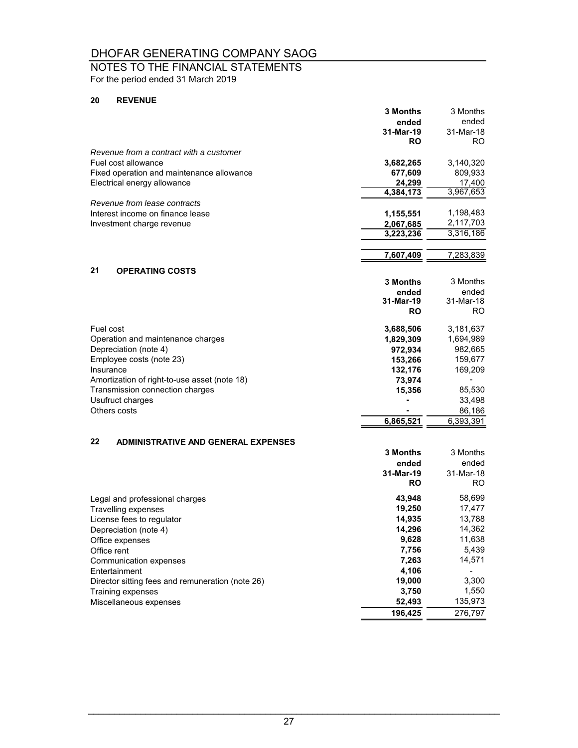# DHOFAR GENERATING COMPANY SAOG

## NOTES TO THE FINANCIAL STATEMENTS

For the period ended 31 March 2019

### 20 REVENUE

| | **3 Months ended 31-Mar-19 RO** | 3 Months ended 31-Mar-18 RO |
|---|---|---|
| *Revenue from a contract with a customer* | | |
| Fuel cost allowance | **3,682,265** | 3,140,320 |
| Fixed operation and maintenance allowance | **677,609** | 809,933 |
| Electrical energy allowance | **24,299** | 17,400 |
| | **4,384,173** | 3,967,653 |
| *Revenue from lease contracts* | | |
| Interest income on finance lease | **1,155,551** | 1,198,483 |
| Investment charge revenue | **2,067,685** | 2,117,703 |
| | **3,223,236** | 3,316,186 |
| | **7,607,409** | 7,283,839 |

### 21 OPERATING COSTS

| | **3 Months ended 31-Mar-19 RO** | 3 Months ended 31-Mar-18 RO |
|---|---|---|
| Fuel cost | **3,688,506** | 3,181,637 |
| Operation and maintenance charges | **1,829,309** | 1,694,989 |
| Depreciation (note 4) | **972,934** | 982,665 |
| Employee costs (note 23) | **153,266** | 159,677 |
| Insurance | **132,176** | 169,209 |
| Amortization of right-to-use asset (note 18) | **73,974** | - |
| Transmission connection charges | **15,356** | 85,530 |
| Usufruct charges | **-** | 33,498 |
| Others costs | **-** | 86,186 |
| | **6,865,521** | 6,393,391 |

### 22 ADMINISTRATIVE AND GENERAL EXPENSES

| | **3 Months ended 31-Mar-19 RO** | 3 Months ended 31-Mar-18 RO |
|---|---|---|
| Legal and professional charges | **43,948** | 58,699 |
| Travelling expenses | **19,250** | 17,477 |
| License fees to regulator | **14,935** | 13,788 |
| Depreciation (note 4) | **14,296** | 14,362 |
| Office expenses | **9,628** | 11,638 |
| Office rent | **7,756** | 5,439 |
| Communication expenses | **7,263** | 14,571 |
| Entertainment | **4,106** | - |
| Director sitting fees and remuneration (note 26) | **19,000** | 3,300 |
| Training expenses | **3,750** | 1,550 |
| Miscellaneous expenses | **52,493** | 135,973 |
| | **196,425** | 276,797 |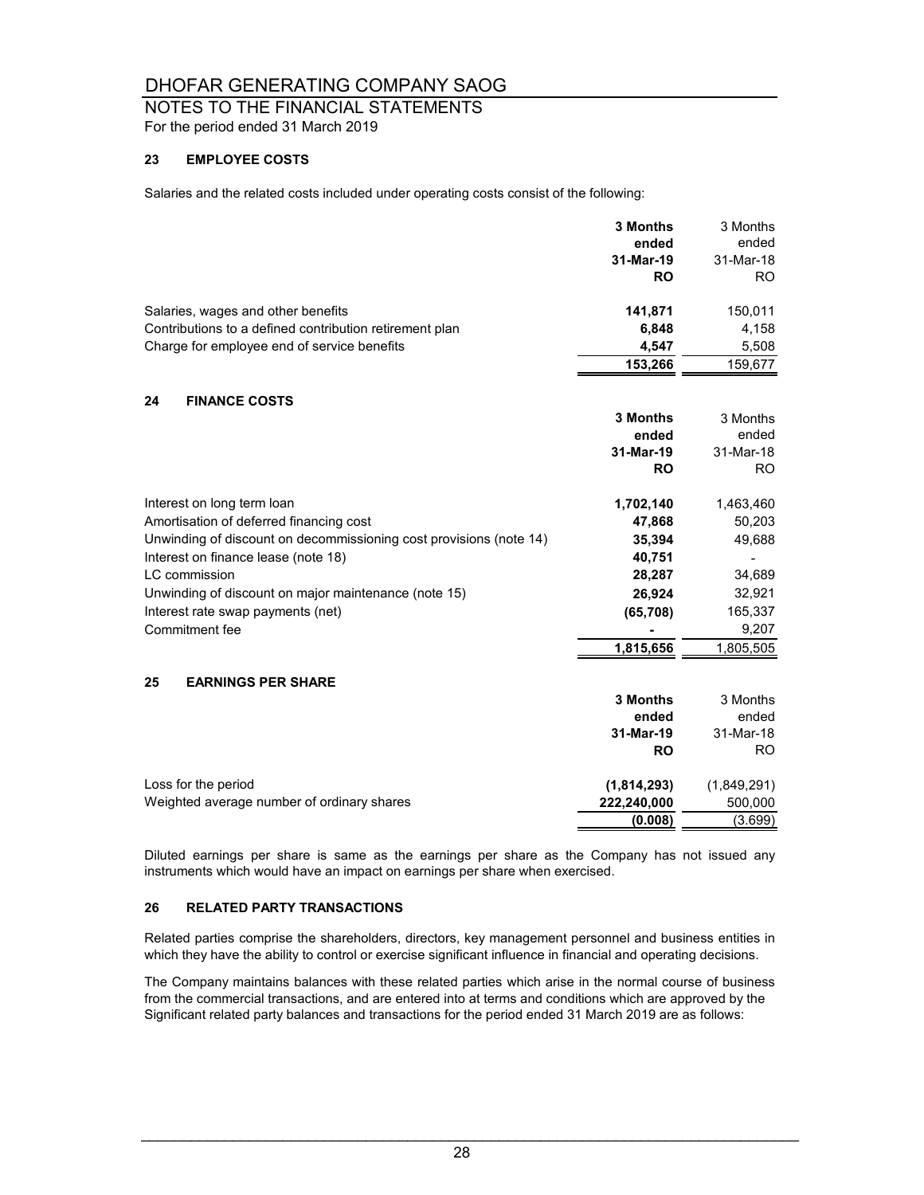# DHOFAR GENERATING COMPANY SAOG

## NOTES TO THE FINANCIAL STATEMENTS

For the period ended 31 March 2019

### 23 EMPLOYEE COSTS

Salaries and the related costs included under operating costs consist of the following:

| | **3 Months ended 31-Mar-19 RO** | 3 Months ended 31-Mar-18 RO |
|---|---|---|
| Salaries, wages and other benefits | **141,871** | 150,011 |
| Contributions to a defined contribution retirement plan | **6,848** | 4,158 |
| Charge for employee end of service benefits | **4,547** | 5,508 |
| | **153,266** | 159,677 |

### 24 FINANCE COSTS

| | **3 Months ended 31-Mar-19 RO** | 3 Months ended 31-Mar-18 RO |
|---|---|---|
| Interest on long term loan | **1,702,140** | 1,463,460 |
| Amortisation of deferred financing cost | **47,868** | 50,203 |
| Unwinding of discount on decommissioning cost provisions (note 14) | **35,394** | 49,688 |
| Interest on finance lease (note 18) | **40,751** | - |
| LC commission | **28,287** | 34,689 |
| Unwinding of discount on major maintenance (note 15) | **26,924** | 32,921 |
| Interest rate swap payments (net) | **(65,708)** | 165,337 |
| Commitment fee | **-** | 9,207 |
| | **1,815,656** | 1,805,505 |

### 25 EARNINGS PER SHARE

| | **3 Months ended 31-Mar-19 RO** | 3 Months ended 31-Mar-18 RO |
|---|---|---|
| Loss for the period | **(1,814,293)** | (1,849,291) |
| Weighted average number of ordinary shares | **222,240,000** | 500,000 |
| | **(0.008)** | (3.699) |

Diluted earnings per share is same as the earnings per share as the Company has not issued any instruments which would have an impact on earnings per share when exercised.

### 26 RELATED PARTY TRANSACTIONS

Related parties comprise the shareholders, directors, key management personnel and business entities in which they have the ability to control or exercise significant influence in financial and operating decisions.

The Company maintains balances with these related parties which arise in the normal course of business from the commercial transactions, and are entered into at terms and conditions which are approved by the Significant related party balances and transactions for the period ended 31 March 2019 are as follows: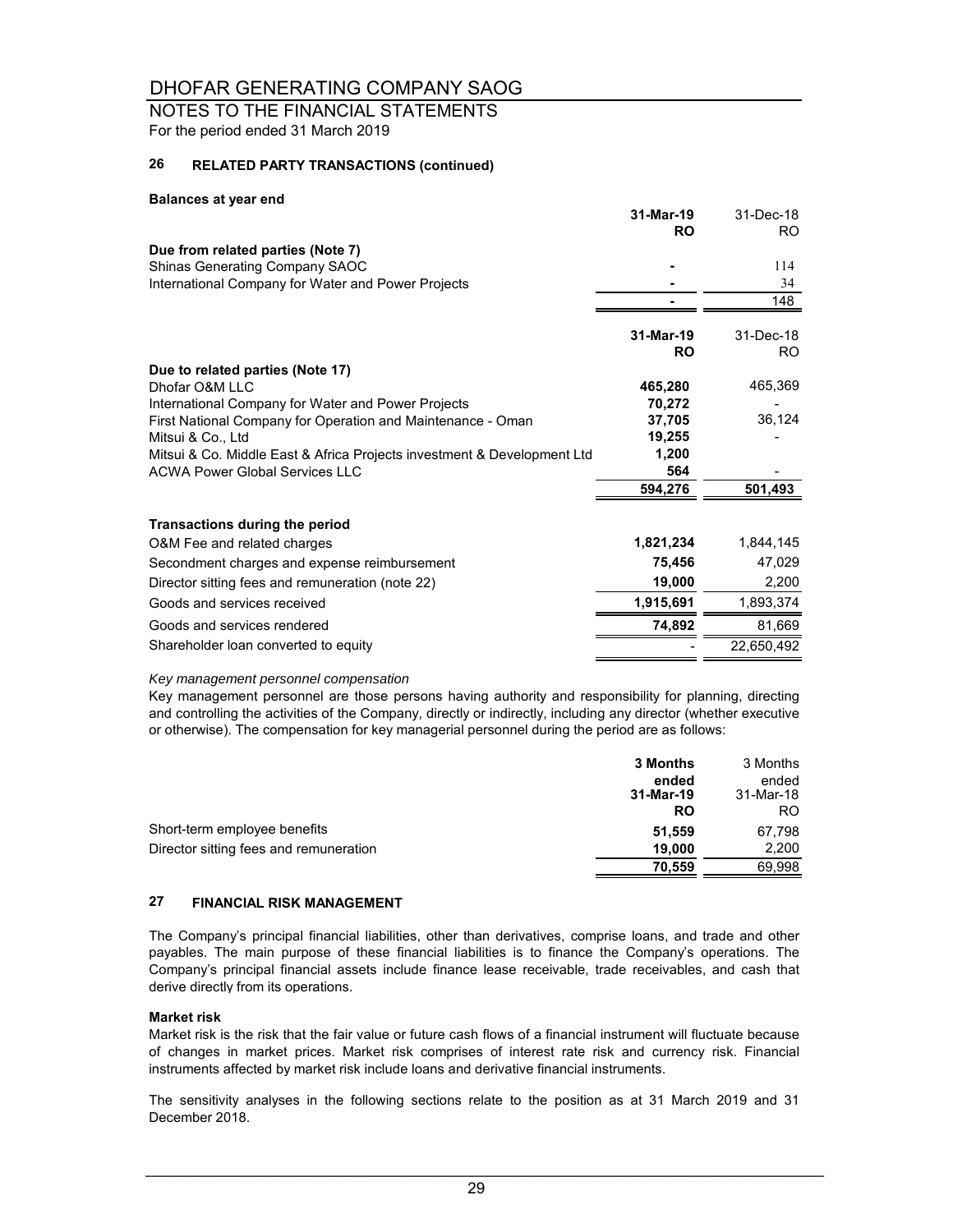# DHOFAR GENERATING COMPANY SAOG

## NOTES TO THE FINANCIAL STATEMENTS

For the period ended 31 March 2019

### 26 RELATED PARTY TRANSACTIONS (continued)

**Balances at year end**

| | 31-Mar-19 RO | 31-Dec-18 RO |
|---|---|---|
| **Due from related parties (Note 7)** | | |
| Shinas Generating Company SAOC | - | 114 |
| International Company for Water and Power Projects | - | 34 |
| | - | 148 |

| | 31-Mar-19 RO | 31-Dec-18 RO |
|---|---|---|
| **Due to related parties (Note 17)** | | |
| Dhofar O&M LLC | 465,280 | 465,369 |
| International Company for Water and Power Projects | 70,272 | - |
| First National Company for Operation and Maintenance - Oman | 37,705 | 36,124 |
| Mitsui & Co., Ltd | 19,255 | - |
| Mitsui & Co. Middle East & Africa Projects investment & Development Ltd | 1,200 | |
| ACWA Power Global Services LLC | 564 | - |
| | 594,276 | 501,493 |
| **Transactions during the period** | | |
| O&M Fee and related charges | 1,821,234 | 1,844,145 |
| Secondment charges and expense reimbursement | 75,456 | 47,029 |
| Director sitting fees and remuneration (note 22) | 19,000 | 2,200 |
| Goods and services received | 1,915,691 | 1,893,374 |
| Goods and services rendered | 74,892 | 81,669 |
| Shareholder loan converted to equity | - | 22,650,492 |

*Key management personnel compensation*

Key management personnel are those persons having authority and responsibility for planning, directing and controlling the activities of the Company, directly or indirectly, including any director (whether executive or otherwise). The compensation for key managerial personnel during the period are as follows:

| | 3 Months ended 31-Mar-19 RO | 3 Months ended 31-Mar-18 RO |
|---|---|---|
| Short-term employee benefits | 51,559 | 67,798 |
| Director sitting fees and remuneration | 19,000 | 2,200 |
| | 70,559 | 69,998 |

### 27 FINANCIAL RISK MANAGEMENT

The Company's principal financial liabilities, other than derivatives, comprise loans, and trade and other payables. The main purpose of these financial liabilities is to finance the Company's operations. The Company's principal financial assets include finance lease receivable, trade receivables, and cash that derive directly from its operations.

**Market risk**

Market risk is the risk that the fair value or future cash flows of a financial instrument will fluctuate because of changes in market prices. Market risk comprises of interest rate risk and currency risk. Financial instruments affected by market risk include loans and derivative financial instruments.

The sensitivity analyses in the following sections relate to the position as at 31 March 2019 and 31 December 2018.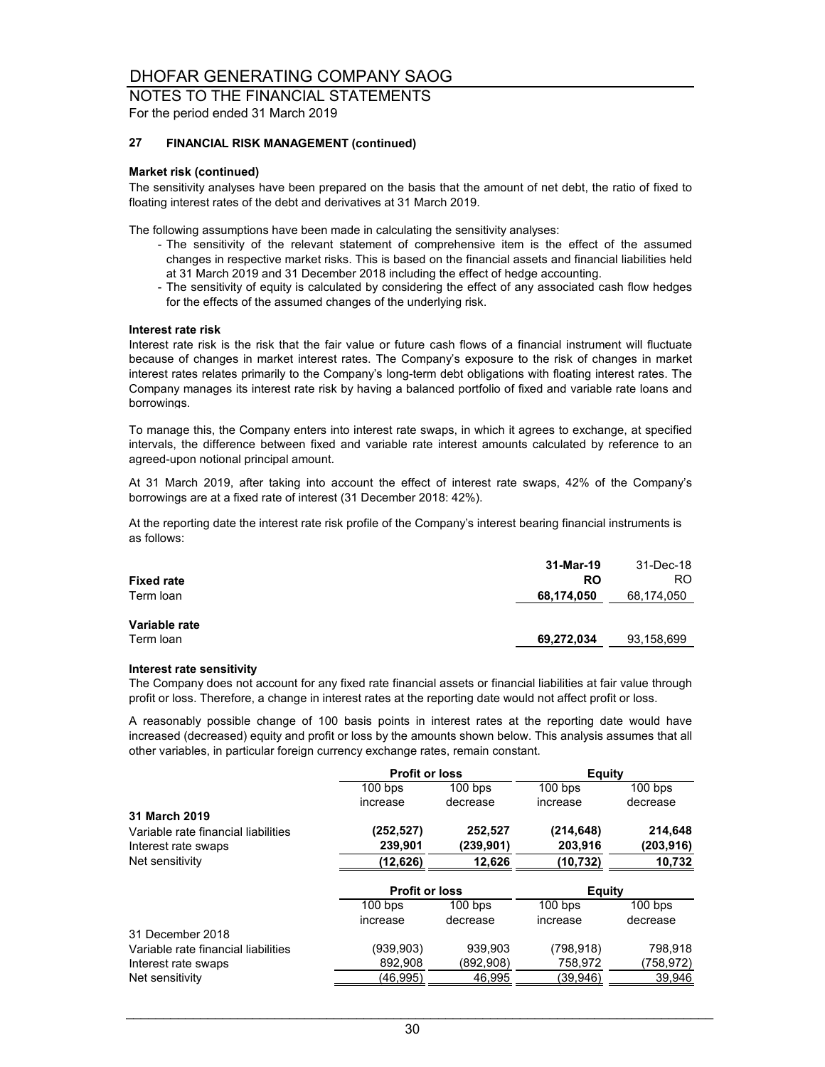# DHOFAR GENERATING COMPANY SAOG

## NOTES TO THE FINANCIAL STATEMENTS

For the period ended 31 March 2019

### 27 FINANCIAL RISK MANAGEMENT (continued)

**Market risk (continued)**

The sensitivity analyses have been prepared on the basis that the amount of net debt, the ratio of fixed to floating interest rates of the debt and derivatives at 31 March 2019.

The following assumptions have been made in calculating the sensitivity analyses:

- The sensitivity of the relevant statement of comprehensive item is the effect of the assumed changes in respective market risks. This is based on the financial assets and financial liabilities held at 31 March 2019 and 31 December 2018 including the effect of hedge accounting.
- The sensitivity of equity is calculated by considering the effect of any associated cash flow hedges for the effects of the assumed changes of the underlying risk.

**Interest rate risk**

Interest rate risk is the risk that the fair value or future cash flows of a financial instrument will fluctuate because of changes in market interest rates. The Company's exposure to the risk of changes in market interest rates relates primarily to the Company's long-term debt obligations with floating interest rates. The Company manages its interest rate risk by having a balanced portfolio of fixed and variable rate loans and borrowings.

To manage this, the Company enters into interest rate swaps, in which it agrees to exchange, at specified intervals, the difference between fixed and variable rate interest amounts calculated by reference to an agreed-upon notional principal amount.

At 31 March 2019, after taking into account the effect of interest rate swaps, 42% of the Company's borrowings are at a fixed rate of interest (31 December 2018: 42%).

At the reporting date the interest rate risk profile of the Company's interest bearing financial instruments is as follows:

| | **31-Mar-19** | 31-Dec-18 |
|---|---|---|
| **Fixed rate** | **RO** | RO |
| Term loan | **68,174,050** | 68,174,050 |
| **Variable rate** | | |
| Term loan | **69,272,034** | 93,158,699 |

**Interest rate sensitivity**

The Company does not account for any fixed rate financial assets or financial liabilities at fair value through profit or loss. Therefore, a change in interest rates at the reporting date would not affect profit or loss.

A reasonably possible change of 100 basis points in interest rates at the reporting date would have increased (decreased) equity and profit or loss by the amounts shown below. This analysis assumes that all other variables, in particular foreign currency exchange rates, remain constant.

| | **Profit or loss** | | **Equity** | |
|---|---|---|---|---|
| | 100 bps increase | 100 bps decrease | 100 bps increase | 100 bps decrease |
| **31 March 2019** | | | | |
| Variable rate financial liabilities | **(252,527)** | **252,527** | **(214,648)** | **214,648** |
| Interest rate swaps | **239,901** | **(239,901)** | **203,916** | **(203,916)** |
| Net sensitivity | **(12,626)** | **12,626** | **(10,732)** | **10,732** |

| | **Profit or loss** | | **Equity** | |
|---|---|---|---|---|
| | 100 bps increase | 100 bps decrease | 100 bps increase | 100 bps decrease |
| 31 December 2018 | | | | |
| Variable rate financial liabilities | (939,903) | 939,903 | (798,918) | 798,918 |
| Interest rate swaps | 892,908 | (892,908) | 758,972 | (758,972) |
| Net sensitivity | (46,995) | 46,995 | (39,946) | 39,946 |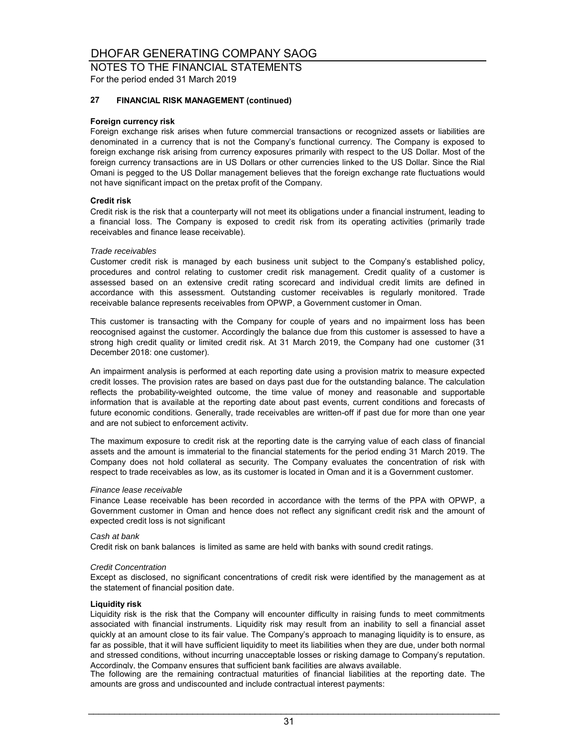# DHOFAR GENERATING COMPANY SAOG

## NOTES TO THE FINANCIAL STATEMENTS

For the period ended 31 March 2019

### 27 FINANCIAL RISK MANAGEMENT (continued)

**Foreign currency risk**

Foreign exchange risk arises when future commercial transactions or recognized assets or liabilities are denominated in a currency that is not the Company's functional currency. The Company is exposed to foreign exchange risk arising from currency exposures primarily with respect to the US Dollar. Most of the foreign currency transactions are in US Dollars or other currencies linked to the US Dollar. Since the Rial Omani is pegged to the US Dollar management believes that the foreign exchange rate fluctuations would not have significant impact on the pretax profit of the Company.

**Credit risk**

Credit risk is the risk that a counterparty will not meet its obligations under a financial instrument, leading to a financial loss. The Company is exposed to credit risk from its operating activities (primarily trade receivables and finance lease receivable).

*Trade receivables*

Customer credit risk is managed by each business unit subject to the Company's established policy, procedures and control relating to customer credit risk management. Credit quality of a customer is assessed based on an extensive credit rating scorecard and individual credit limits are defined in accordance with this assessment. Outstanding customer receivables is regularly monitored. Trade receivable balance represents receivables from OPWP, a Government customer in Oman.

This customer is transacting with the Company for couple of years and no impairment loss has been reocognised against the customer. Accordingly the balance due from this customer is assessed to have a strong high credit quality or limited credit risk. At 31 March 2019, the Company had one customer (31 December 2018: one customer).

An impairment analysis is performed at each reporting date using a provision matrix to measure expected credit losses. The provision rates are based on days past due for the outstanding balance. The calculation reflects the probability-weighted outcome, the time value of money and reasonable and supportable information that is available at the reporting date about past events, current conditions and forecasts of future economic conditions. Generally, trade receivables are written-off if past due for more than one year and are not subject to enforcement activity.

The maximum exposure to credit risk at the reporting date is the carrying value of each class of financial assets and the amount is immaterial to the financial statements for the period ending 31 March 2019. The Company does not hold collateral as security. The Company evaluates the concentration of risk with respect to trade receivables as low, as its customer is located in Oman and it is a Government customer.

*Finance lease receivable*

Finance Lease receivable has been recorded in accordance with the terms of the PPA with OPWP, a Government customer in Oman and hence does not reflect any significant credit risk and the amount of expected credit loss is not significant

*Cash at bank*

Credit risk on bank balances is limited as same are held with banks with sound credit ratings.

*Credit Concentration*

Except as disclosed, no significant concentrations of credit risk were identified by the management as at the statement of financial position date.

**Liquidity risk**

Liquidity risk is the risk that the Company will encounter difficulty in raising funds to meet commitments associated with financial instruments. Liquidity risk may result from an inability to sell a financial asset quickly at an amount close to its fair value. The Company's approach to managing liquidity is to ensure, as far as possible, that it will have sufficient liquidity to meet its liabilities when they are due, under both normal and stressed conditions, without incurring unacceptable losses or risking damage to Company's reputation. Accordingly, the Company ensures that sufficient bank facilities are always available.

The following are the remaining contractual maturities of financial liabilities at the reporting date. The amounts are gross and undiscounted and include contractual interest payments: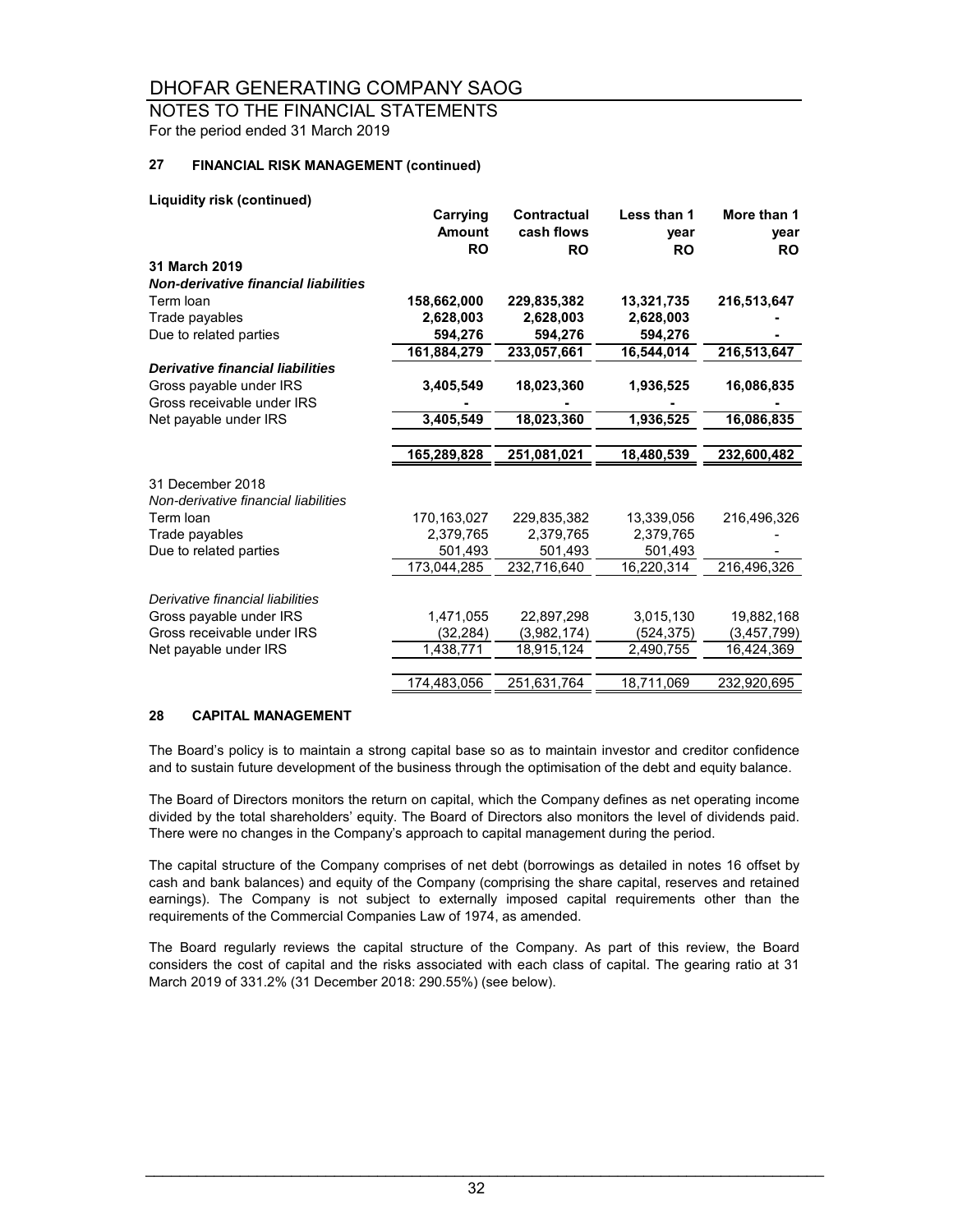# DHOFAR GENERATING COMPANY SAOG

## NOTES TO THE FINANCIAL STATEMENTS

For the period ended 31 March 2019

### 27 FINANCIAL RISK MANAGEMENT (continued)

**Liquidity risk (continued)**

| | Carrying Amount RO | Contractual cash flows RO | Less than 1 year RO | More than 1 year RO |
|---|---|---|---|---|
| **31 March 2019** | | | | |
| ***Non-derivative financial liabilities*** | | | | |
| Term loan | **158,662,000** | **229,835,382** | **13,321,735** | **216,513,647** |
| Trade payables | **2,628,003** | **2,628,003** | **2,628,003** | **-** |
| Due to related parties | **594,276** | **594,276** | **594,276** | **-** |
| | **161,884,279** | **233,057,661** | **16,544,014** | **216,513,647** |
| ***Derivative financial liabilities*** | | | | |
| Gross payable under IRS | **3,405,549** | **18,023,360** | **1,936,525** | **16,086,835** |
| Gross receivable under IRS | **-** | **-** | **-** | **-** |
| Net payable under IRS | **3,405,549** | **18,023,360** | **1,936,525** | **16,086,835** |
| | **165,289,828** | **251,081,021** | **18,480,539** | **232,600,482** |
| 31 December 2018 | | | | |
| *Non-derivative financial liabilities* | | | | |
| Term loan | 170,163,027 | 229,835,382 | 13,339,056 | 216,496,326 |
| Trade payables | 2,379,765 | 2,379,765 | 2,379,765 | - |
| Due to related parties | 501,493 | 501,493 | 501,493 | - |
| | 173,044,285 | 232,716,640 | 16,220,314 | 216,496,326 |
| *Derivative financial liabilities* | | | | |
| Gross payable under IRS | 1,471,055 | 22,897,298 | 3,015,130 | 19,882,168 |
| Gross receivable under IRS | (32,284) | (3,982,174) | (524,375) | (3,457,799) |
| Net payable under IRS | 1,438,771 | 18,915,124 | 2,490,755 | 16,424,369 |
| | 174,483,056 | 251,631,764 | 18,711,069 | 232,920,695 |

### 28 CAPITAL MANAGEMENT

The Board's policy is to maintain a strong capital base so as to maintain investor and creditor confidence and to sustain future development of the business through the optimisation of the debt and equity balance.

The Board of Directors monitors the return on capital, which the Company defines as net operating income divided by the total shareholders' equity. The Board of Directors also monitors the level of dividends paid. There were no changes in the Company's approach to capital management during the period.

The capital structure of the Company comprises of net debt (borrowings as detailed in notes 16 offset by cash and bank balances) and equity of the Company (comprising the share capital, reserves and retained earnings). The Company is not subject to externally imposed capital requirements other than the requirements of the Commercial Companies Law of 1974, as amended.

The Board regularly reviews the capital structure of the Company. As part of this review, the Board considers the cost of capital and the risks associated with each class of capital. The gearing ratio at 31 March 2019 of 331.2% (31 December 2018: 290.55%) (see below).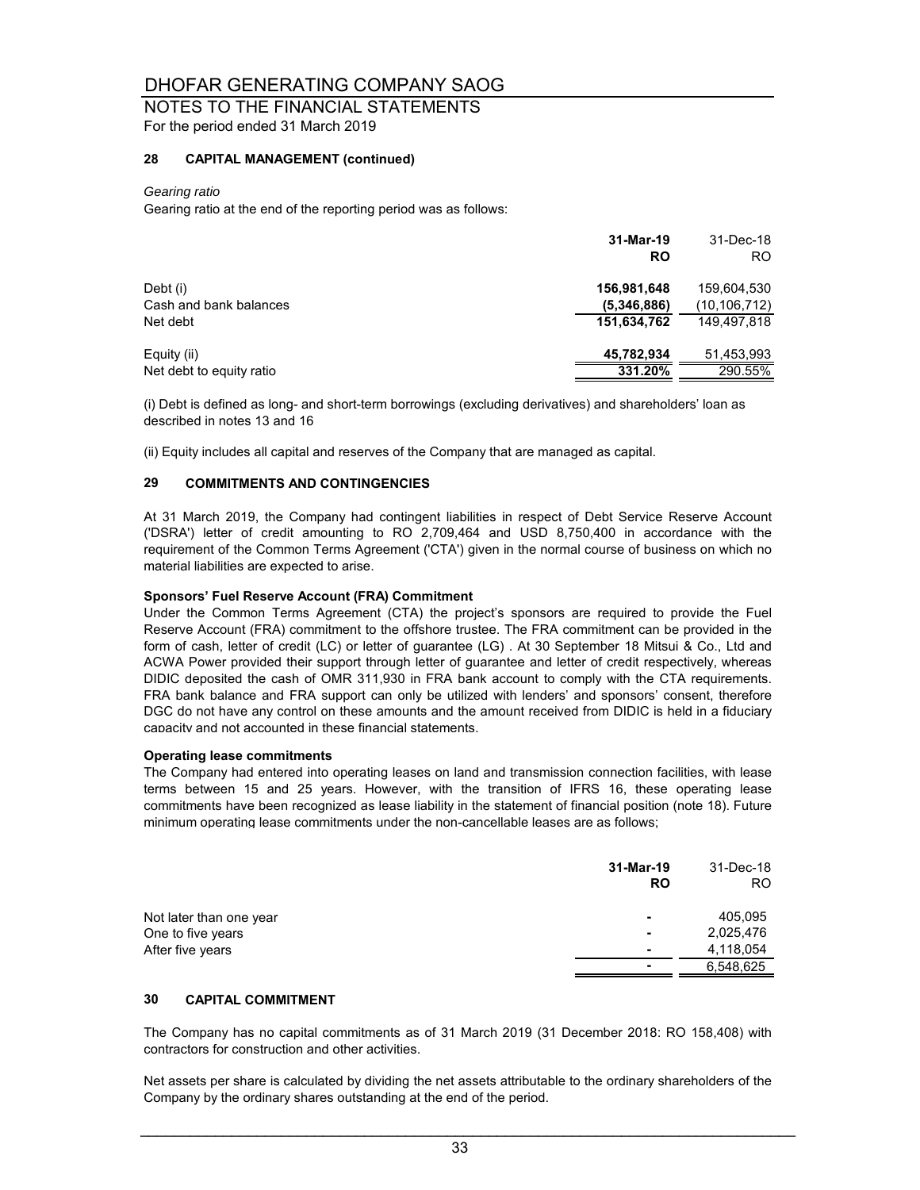# DHOFAR GENERATING COMPANY SAOG

## NOTES TO THE FINANCIAL STATEMENTS

For the period ended 31 March 2019

### 28 CAPITAL MANAGEMENT (continued)

*Gearing ratio*

Gearing ratio at the end of the reporting period was as follows:

| | **31-Mar-19** | 31-Dec-18 |
|---|---|---|
| | **RO** | RO |
| Debt (i) | **156,981,648** | 159,604,530 |
| Cash and bank balances | **(5,346,886)** | (10,106,712) |
| Net debt | **151,634,762** | 149,497,818 |
| Equity (ii) | **45,782,934** | 51,453,993 |
| Net debt to equity ratio | **331.20%** | 290.55% |

(i) Debt is defined as long- and short-term borrowings (excluding derivatives) and shareholders' loan as described in notes 13 and 16

(ii) Equity includes all capital and reserves of the Company that are managed as capital.

### 29 COMMITMENTS AND CONTINGENCIES

At 31 March 2019, the Company had contingent liabilities in respect of Debt Service Reserve Account ('DSRA') letter of credit amounting to RO 2,709,464 and USD 8,750,400 in accordance with the requirement of the Common Terms Agreement ('CTA') given in the normal course of business on which no material liabilities are expected to arise.

**Sponsors' Fuel Reserve Account (FRA) Commitment**

Under the Common Terms Agreement (CTA) the project's sponsors are required to provide the Fuel Reserve Account (FRA) commitment to the offshore trustee. The FRA commitment can be provided in the form of cash, letter of credit (LC) or letter of guarantee (LG) . At 30 September 18 Mitsui & Co., Ltd and ACWA Power provided their support through letter of guarantee and letter of credit respectively, whereas DIDIC deposited the cash of OMR 311,930 in FRA bank account to comply with the CTA requirements. FRA bank balance and FRA support can only be utilized with lenders' and sponsors' consent, therefore DGC do not have any control on these amounts and the amount received from DIDIC is held in a fiduciary capacity and not accounted in these financial statements.

**Operating lease commitments**

The Company had entered into operating leases on land and transmission connection facilities, with lease terms between 15 and 25 years. However, with the transition of IFRS 16, these operating lease commitments have been recognized as lease liability in the statement of financial position (note 18). Future minimum operating lease commitments under the non-cancellable leases are as follows;

| | **31-Mar-19** | 31-Dec-18 |
|---|---|---|
| | **RO** | RO |
| Not later than one year | **-** | 405,095 |
| One to five years | **-** | 2,025,476 |
| After five years | **-** | 4,118,054 |
| | **-** | 6,548,625 |

### 30 CAPITAL COMMITMENT

The Company has no capital commitments as of 31 March 2019 (31 December 2018: RO 158,408) with contractors for construction and other activities.

Net assets per share is calculated by dividing the net assets attributable to the ordinary shareholders of the Company by the ordinary shares outstanding at the end of the period.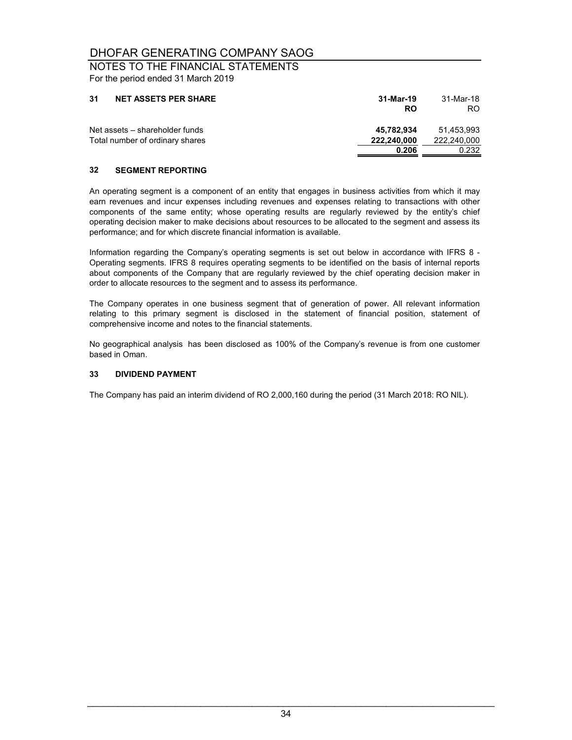# DHOFAR GENERATING COMPANY SAOG

## NOTES TO THE FINANCIAL STATEMENTS

For the period ended 31 March 2019

### 31 NET ASSETS PER SHARE

| | 31-Mar-19 RO | 31-Mar-18 RO |
|---|---|---|
| Net assets – shareholder funds | **45,782,934** | 51,453,993 |
| Total number of ordinary shares | **222,240,000** | 222,240,000 |
| | **0.206** | 0.232 |

### 32 SEGMENT REPORTING

An operating segment is a component of an entity that engages in business activities from which it may earn revenues and incur expenses including revenues and expenses relating to transactions with other components of the same entity; whose operating results are regularly reviewed by the entity's chief operating decision maker to make decisions about resources to be allocated to the segment and assess its performance; and for which discrete financial information is available.

Information regarding the Company's operating segments is set out below in accordance with IFRS 8 - Operating segments. IFRS 8 requires operating segments to be identified on the basis of internal reports about components of the Company that are regularly reviewed by the chief operating decision maker in order to allocate resources to the segment and to assess its performance.

The Company operates in one business segment that of generation of power. All relevant information relating to this primary segment is disclosed in the statement of financial position, statement of comprehensive income and notes to the financial statements.

No geographical analysis has been disclosed as 100% of the Company's revenue is from one customer based in Oman.

### 33 DIVIDEND PAYMENT

The Company has paid an interim dividend of RO 2,000,160 during the period (31 March 2018: RO NIL).